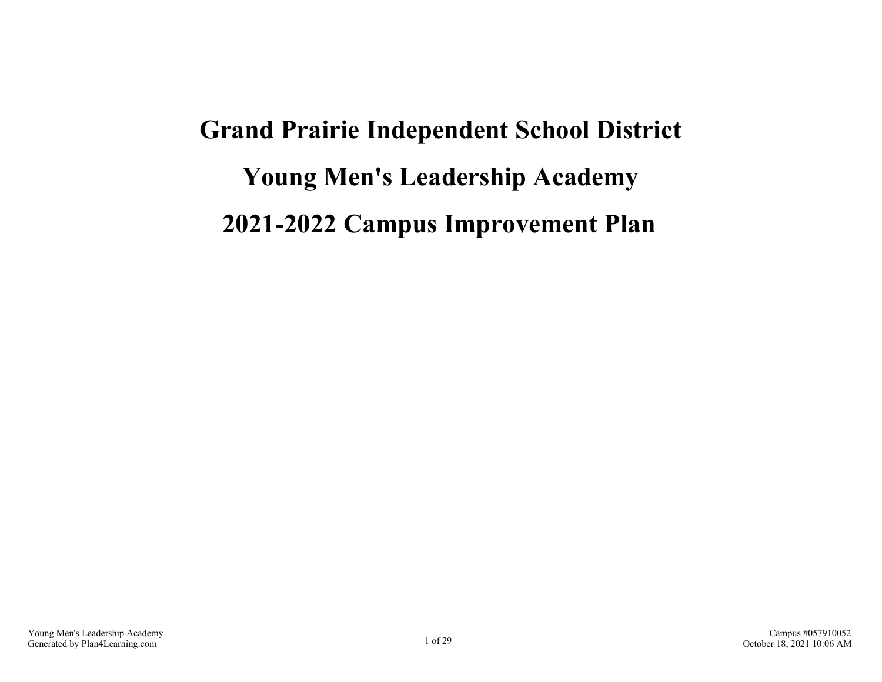# Grand Prairie Independent School District

# Young Men's Leadership Academy

# 2021-2022 Campus Improvement Plan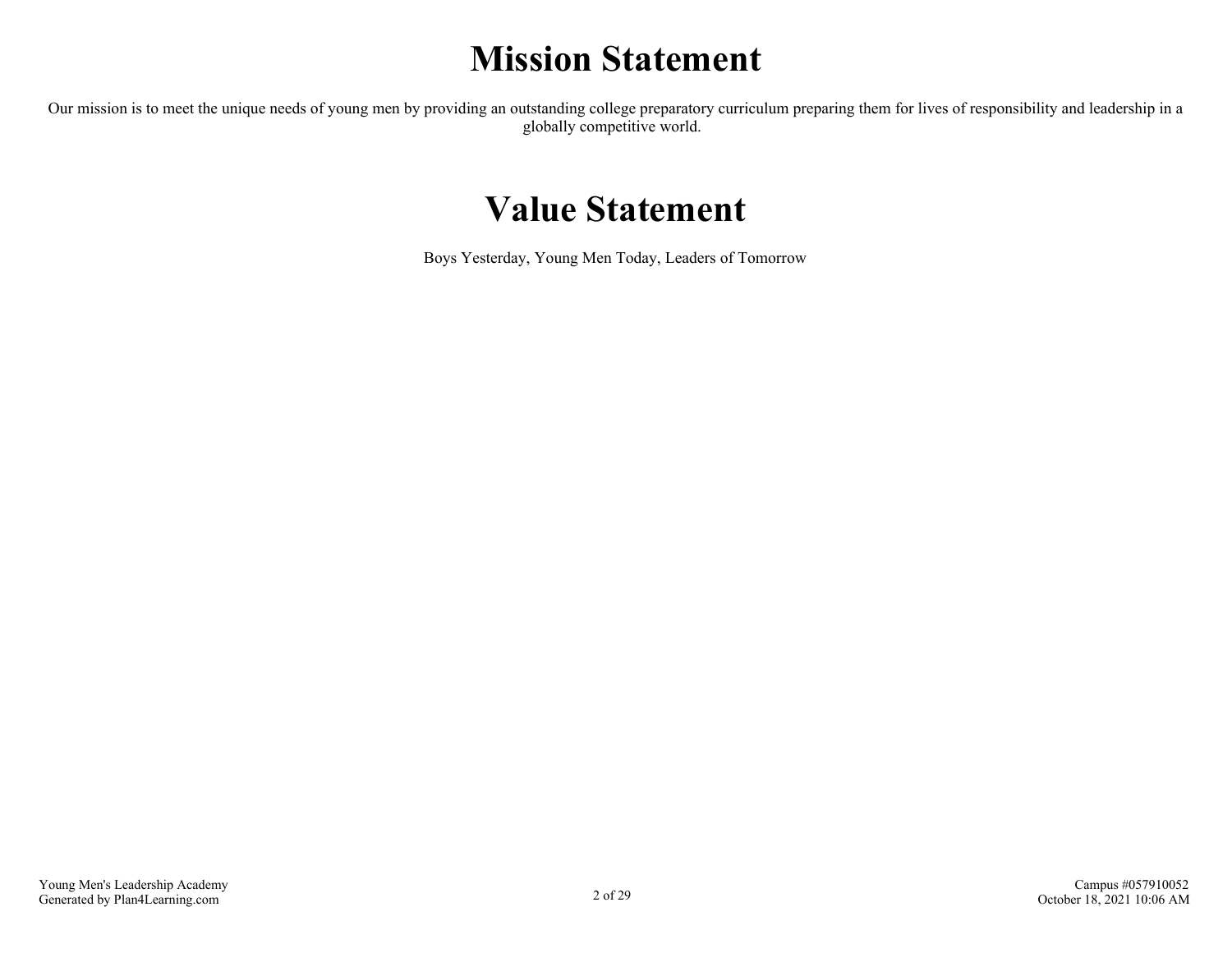# Mission Statement

Our mission is to meet the unique needs of young men by providing an outstanding college preparatory curriculum preparing them for lives of responsibility and leadership in a globally competitive world.

# Value Statement

Boys Yesterday, Young Men Today, Leaders of Tomorrow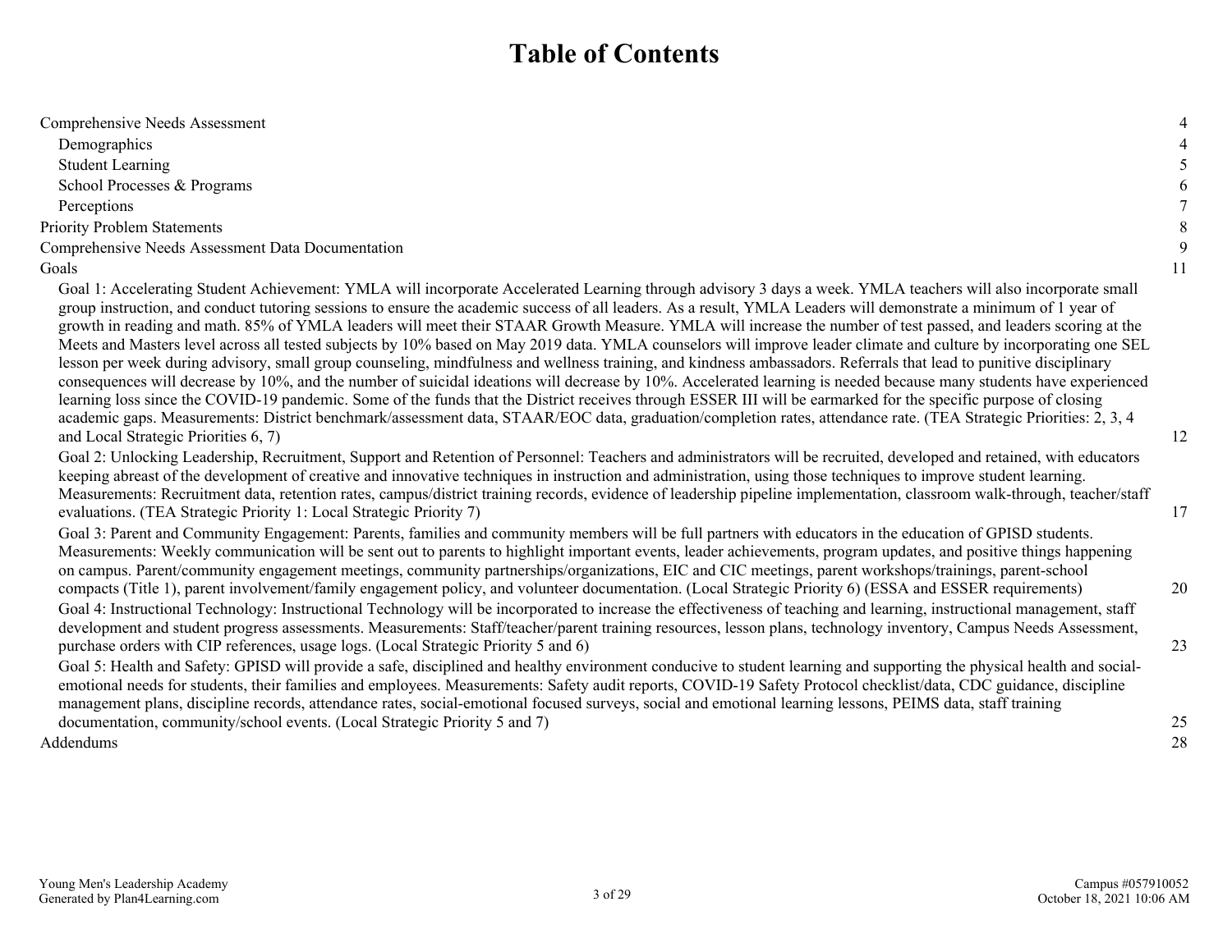# Table of Contents

| | |
|---|---|
| Comprehensive Needs Assessment | 4 |
| Demographics | 4 |
| Student Learning | 5 |
| School Processes & Programs | 6 |
| Perceptions | 7 |
| Priority Problem Statements | 8 |
| Comprehensive Needs Assessment Data Documentation | 9 |
| Goals | 11 |
| Goal 1: Accelerating Student Achievement: YMLA will incorporate Accelerated Learning through advisory 3 days a week. YMLA teachers will also incorporate small group instruction, and conduct tutoring sessions to ensure the academic success of all leaders. As a result, YMLA Leaders will demonstrate a minimum of 1 year of growth in reading and math. 85% of YMLA leaders will meet their STAAR Growth Measure. YMLA will increase the number of test passed, and leaders scoring at the Meets and Masters level across all tested subjects by 10% based on May 2019 data. YMLA counselors will improve leader climate and culture by incorporating one SEL lesson per week during advisory, small group counseling, mindfulness and wellness training, and kindness ambassadors. Referrals that lead to punitive disciplinary consequences will decrease by 10%, and the number of suicidal ideations will decrease by 10%. Accelerated learning is needed because many students have experienced learning loss since the COVID-19 pandemic. Some of the funds that the District receives through ESSER III will be earmarked for the specific purpose of closing academic gaps. Measurements: District benchmark/assessment data, STAAR/EOC data, graduation/completion rates, attendance rate. (TEA Strategic Priorities: 2, 3, 4 and Local Strategic Priorities 6, 7) | 12 |
| Goal 2: Unlocking Leadership, Recruitment, Support and Retention of Personnel: Teachers and administrators will be recruited, developed and retained, with educators keeping abreast of the development of creative and innovative techniques in instruction and administration, using those techniques to improve student learning. Measurements: Recruitment data, retention rates, campus/district training records, evidence of leadership pipeline implementation, classroom walk-through, teacher/staff evaluations. (TEA Strategic Priority 1: Local Strategic Priority 7) | 17 |
| Goal 3: Parent and Community Engagement: Parents, families and community members will be full partners with educators in the education of GPISD students. Measurements: Weekly communication will be sent out to parents to highlight important events, leader achievements, program updates, and positive things happening on campus. Parent/community engagement meetings, community partnerships/organizations, EIC and CIC meetings, parent workshops/trainings, parent-school compacts (Title 1), parent involvement/family engagement policy, and volunteer documentation. (Local Strategic Priority 6) (ESSA and ESSER requirements) | 20 |
| Goal 4: Instructional Technology: Instructional Technology will be incorporated to increase the effectiveness of teaching and learning, instructional management, staff development and student progress assessments. Measurements: Staff/teacher/parent training resources, lesson plans, technology inventory, Campus Needs Assessment, purchase orders with CIP references, usage logs. (Local Strategic Priority 5 and 6) | 23 |
| Goal 5: Health and Safety: GPISD will provide a safe, disciplined and healthy environment conducive to student learning and supporting the physical health and social-emotional needs for students, their families and employees. Measurements: Safety audit reports, COVID-19 Safety Protocol checklist/data, CDC guidance, discipline management plans, discipline records, attendance rates, social-emotional focused surveys, social and emotional learning lessons, PEIMS data, staff training documentation, community/school events. (Local Strategic Priority 5 and 7) | 25 |
| Addendums | 28 |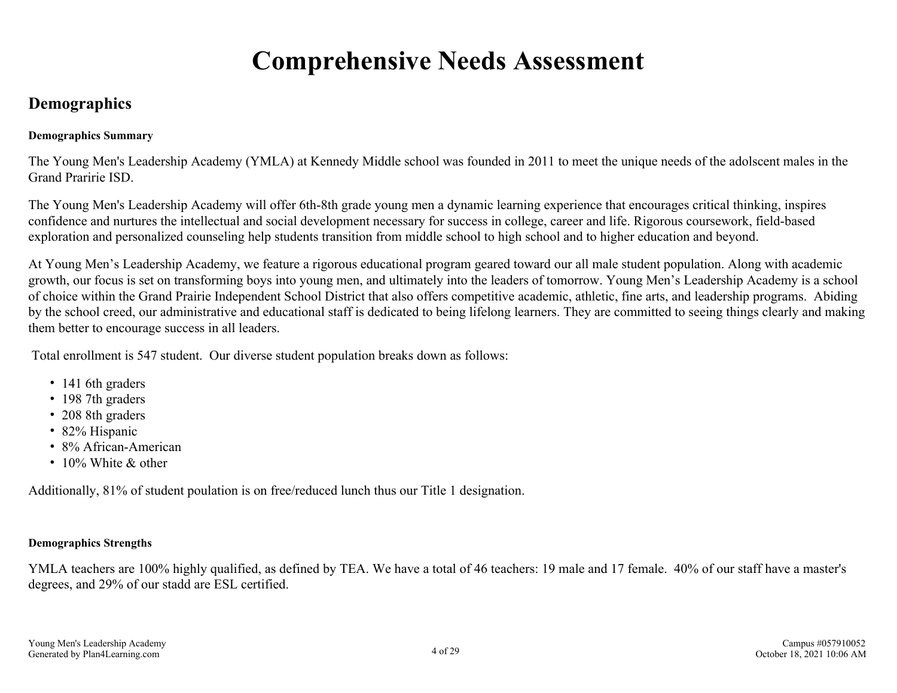# Comprehensive Needs Assessment

## Demographics

**Demographics Summary**

The Young Men's Leadership Academy (YMLA) at Kennedy Middle school was founded in 2011 to meet the unique needs of the adolscent males in the Grand Praririe ISD.

The Young Men's Leadership Academy will offer 6th-8th grade young men a dynamic learning experience that encourages critical thinking, inspires confidence and nurtures the intellectual and social development necessary for success in college, career and life. Rigorous coursework, field-based exploration and personalized counseling help students transition from middle school to high school and to higher education and beyond.

At Young Men's Leadership Academy, we feature a rigorous educational program geared toward our all male student population. Along with academic growth, our focus is set on transforming boys into young men, and ultimately into the leaders of tomorrow. Young Men's Leadership Academy is a school of choice within the Grand Prairie Independent School District that also offers competitive academic, athletic, fine arts, and leadership programs. Abiding by the school creed, our administrative and educational staff is dedicated to being lifelong learners. They are committed to seeing things clearly and making them better to encourage success in all leaders.

Total enrollment is 547 student. Our diverse student population breaks down as follows:

- 141 6th graders
- 198 7th graders
- 208 8th graders
- 82% Hispanic
- 8% African-American
- 10% White & other

Additionally, 81% of student poulation is on free/reduced lunch thus our Title 1 designation.

**Demographics Strengths**

YMLA teachers are 100% highly qualified, as defined by TEA. We have a total of 46 teachers: 19 male and 17 female. 40% of our staff have a master's degrees, and 29% of our stadd are ESL certified.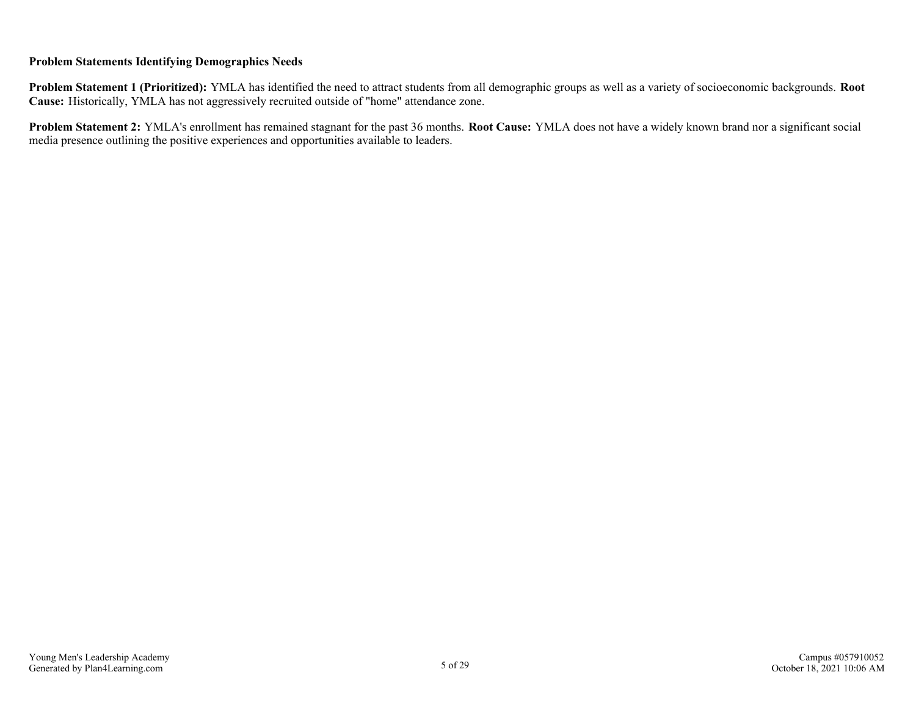**Problem Statements Identifying Demographics Needs**

**Problem Statement 1 (Prioritized):** YMLA has identified the need to attract students from all demographic groups as well as a variety of socioeconomic backgrounds. **Root Cause:** Historically, YMLA has not aggressively recruited outside of "home" attendance zone.

**Problem Statement 2:** YMLA's enrollment has remained stagnant for the past 36 months. **Root Cause:** YMLA does not have a widely known brand nor a significant social media presence outlining the positive experiences and opportunities available to leaders.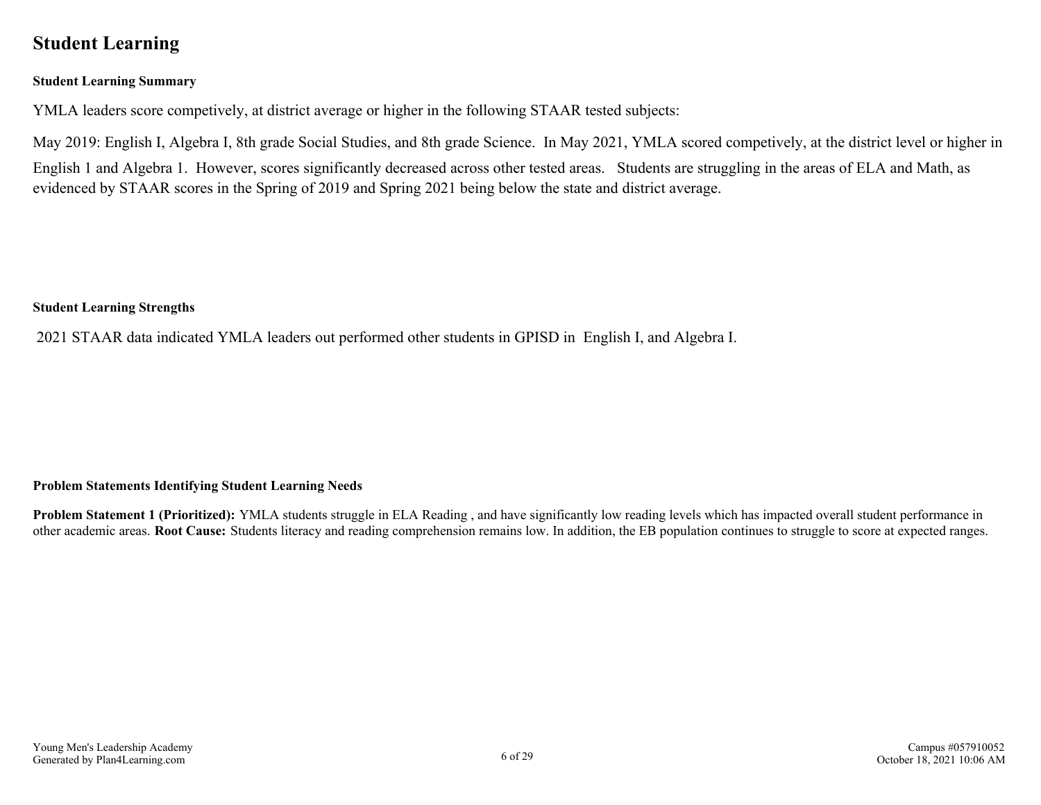# Student Learning

**Student Learning Summary**

YMLA leaders score competively, at district average or higher in the following STAAR tested subjects:

May 2019: English I, Algebra I, 8th grade Social Studies, and 8th grade Science. In May 2021, YMLA scored competively, at the district level or higher in English 1 and Algebra 1. However, scores significantly decreased across other tested areas. Students are struggling in the areas of ELA and Math, as evidenced by STAAR scores in the Spring of 2019 and Spring 2021 being below the state and district average.

**Student Learning Strengths**

2021 STAAR data indicated YMLA leaders out performed other students in GPISD in English I, and Algebra I.

**Problem Statements Identifying Student Learning Needs**

**Problem Statement 1 (Prioritized):** YMLA students struggle in ELA Reading , and have significantly low reading levels which has impacted overall student performance in other academic areas. **Root Cause:** Students literacy and reading comprehension remains low. In addition, the EB population continues to struggle to score at expected ranges.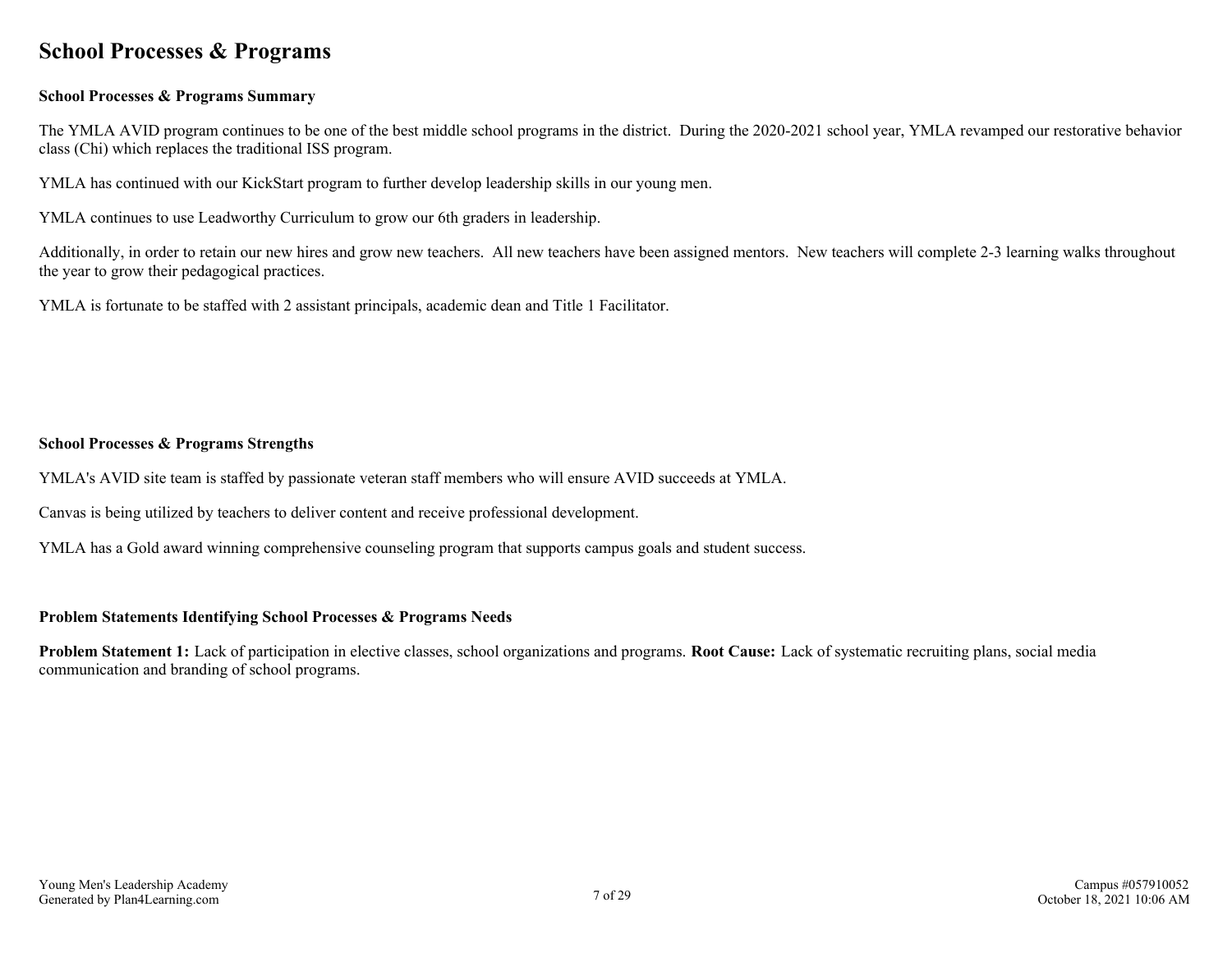# School Processes & Programs

### School Processes & Programs Summary

The YMLA AVID program continues to be one of the best middle school programs in the district. During the 2020-2021 school year, YMLA revamped our restorative behavior class (Chi) which replaces the traditional ISS program.

YMLA has continued with our KickStart program to further develop leadership skills in our young men.

YMLA continues to use Leadworthy Curriculum to grow our 6th graders in leadership.

Additionally, in order to retain our new hires and grow new teachers. All new teachers have been assigned mentors. New teachers will complete 2-3 learning walks throughout the year to grow their pedagogical practices.

YMLA is fortunate to be staffed with 2 assistant principals, academic dean and Title 1 Facilitator.

### School Processes & Programs Strengths

YMLA's AVID site team is staffed by passionate veteran staff members who will ensure AVID succeeds at YMLA.

Canvas is being utilized by teachers to deliver content and receive professional development.

YMLA has a Gold award winning comprehensive counseling program that supports campus goals and student success.

### Problem Statements Identifying School Processes & Programs Needs

**Problem Statement 1:** Lack of participation in elective classes, school organizations and programs. **Root Cause:** Lack of systematic recruiting plans, social media communication and branding of school programs.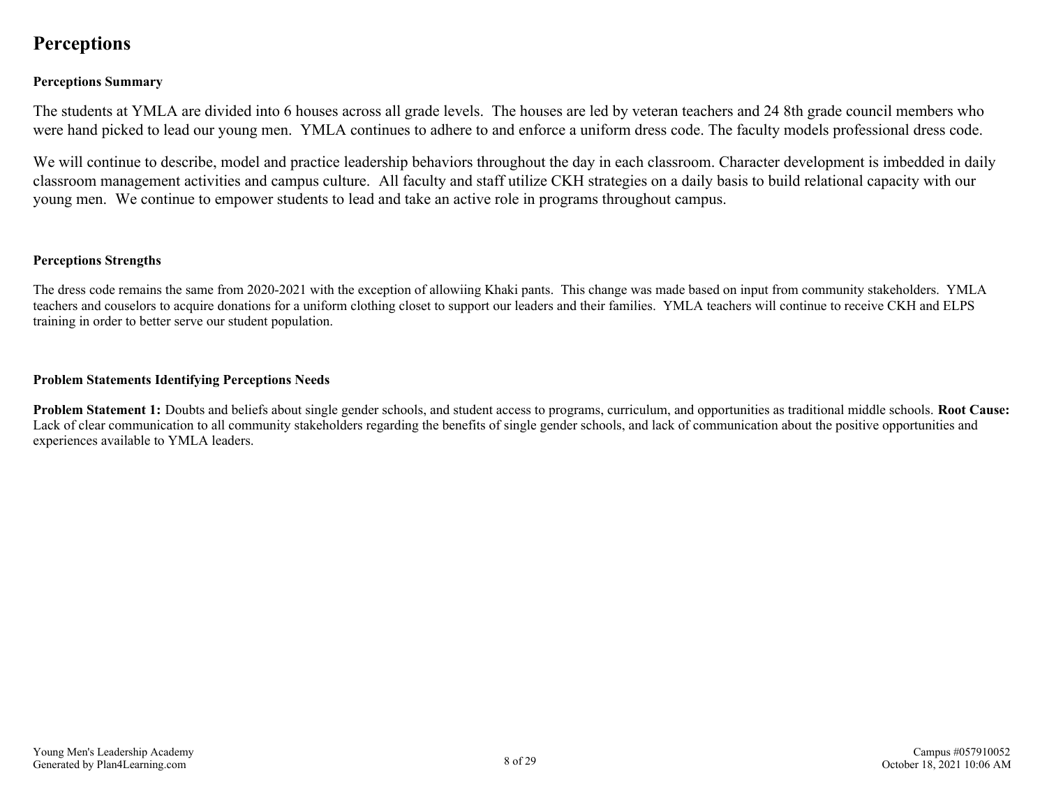# Perceptions

### Perceptions Summary

The students at YMLA are divided into 6 houses across all grade levels. The houses are led by veteran teachers and 24 8th grade council members who were hand picked to lead our young men. YMLA continues to adhere to and enforce a uniform dress code. The faculty models professional dress code.

We will continue to describe, model and practice leadership behaviors throughout the day in each classroom. Character development is imbedded in daily classroom management activities and campus culture. All faculty and staff utilize CKH strategies on a daily basis to build relational capacity with our young men. We continue to empower students to lead and take an active role in programs throughout campus.

### Perceptions Strengths

The dress code remains the same from 2020-2021 with the exception of allowiing Khaki pants. This change was made based on input from community stakeholders. YMLA teachers and couselors to acquire donations for a uniform clothing closet to support our leaders and their families. YMLA teachers will continue to receive CKH and ELPS training in order to better serve our student population.

### Problem Statements Identifying Perceptions Needs

**Problem Statement 1:** Doubts and beliefs about single gender schools, and student access to programs, curriculum, and opportunities as traditional middle schools. **Root Cause:** Lack of clear communication to all community stakeholders regarding the benefits of single gender schools, and lack of communication about the positive opportunities and experiences available to YMLA leaders.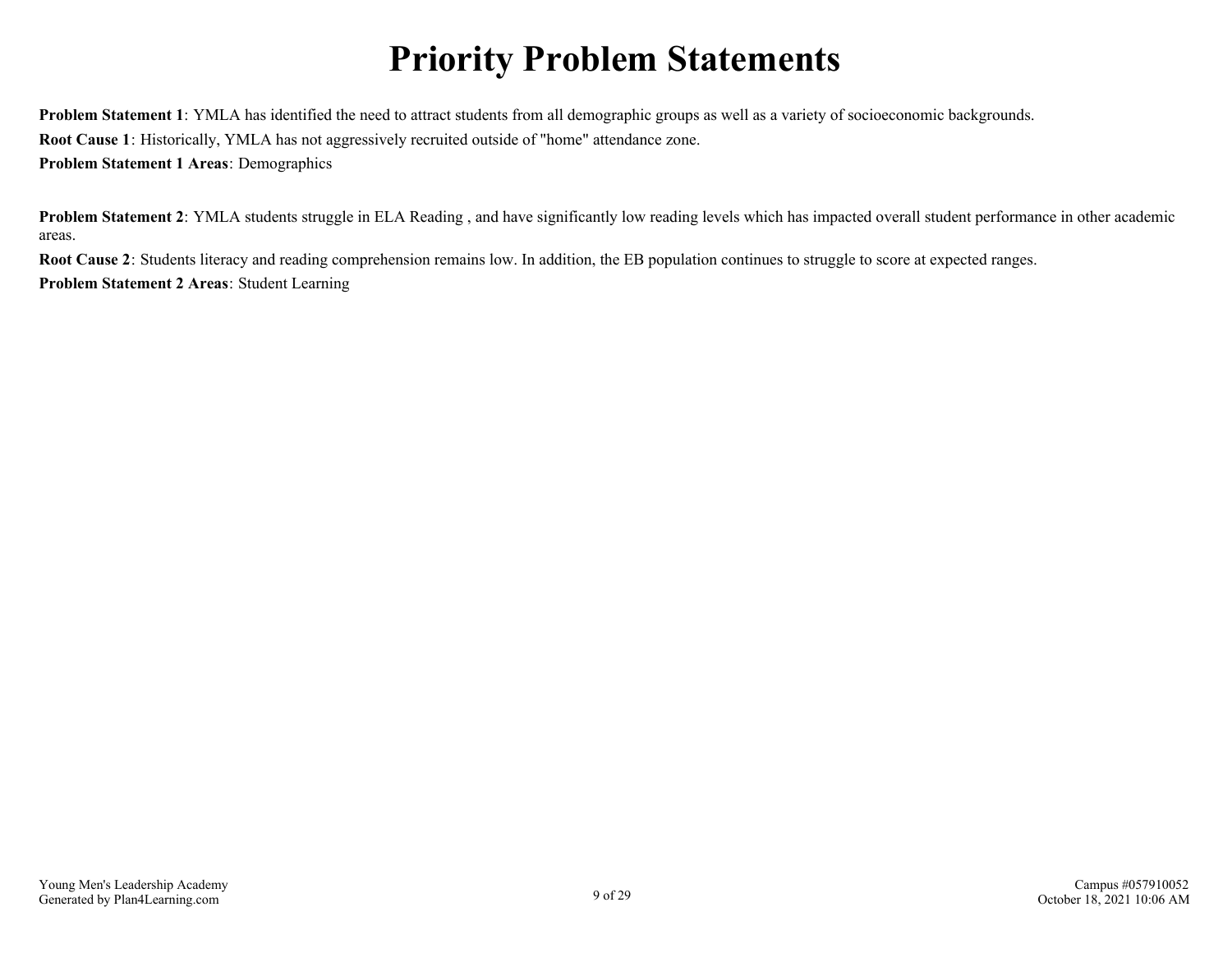# Priority Problem Statements

**Problem Statement 1**: YMLA has identified the need to attract students from all demographic groups as well as a variety of socioeconomic backgrounds.

**Root Cause 1**: Historically, YMLA has not aggressively recruited outside of "home" attendance zone.

**Problem Statement 1 Areas**: Demographics

**Problem Statement 2**: YMLA students struggle in ELA Reading , and have significantly low reading levels which has impacted overall student performance in other academic areas.

**Root Cause 2**: Students literacy and reading comprehension remains low. In addition, the EB population continues to struggle to score at expected ranges.

**Problem Statement 2 Areas**: Student Learning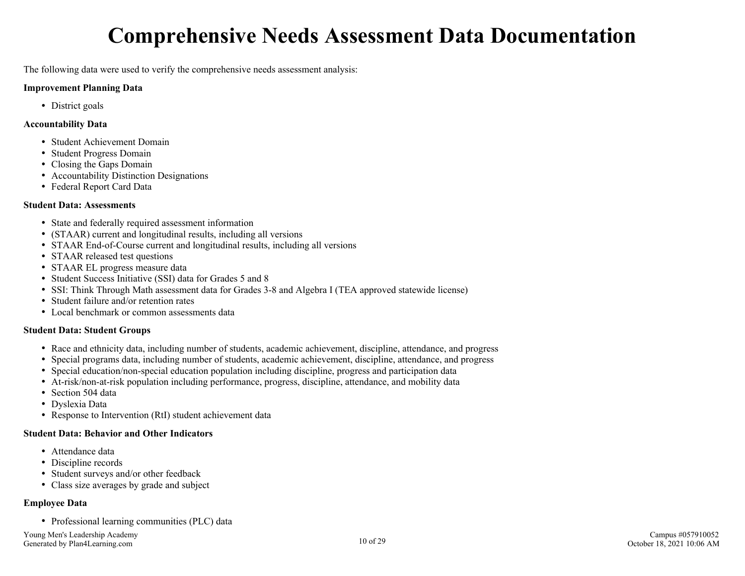# Comprehensive Needs Assessment Data Documentation

The following data were used to verify the comprehensive needs assessment analysis:

**Improvement Planning Data**

- District goals

**Accountability Data**

- Student Achievement Domain
- Student Progress Domain
- Closing the Gaps Domain
- Accountability Distinction Designations
- Federal Report Card Data

**Student Data: Assessments**

- State and federally required assessment information
- (STAAR) current and longitudinal results, including all versions
- STAAR End-of-Course current and longitudinal results, including all versions
- STAAR released test questions
- STAAR EL progress measure data
- Student Success Initiative (SSI) data for Grades 5 and 8
- SSI: Think Through Math assessment data for Grades 3-8 and Algebra I (TEA approved statewide license)
- Student failure and/or retention rates
- Local benchmark or common assessments data

**Student Data: Student Groups**

- Race and ethnicity data, including number of students, academic achievement, discipline, attendance, and progress
- Special programs data, including number of students, academic achievement, discipline, attendance, and progress
- Special education/non-special education population including discipline, progress and participation data
- At-risk/non-at-risk population including performance, progress, discipline, attendance, and mobility data
- Section 504 data
- Dyslexia Data
- Response to Intervention (RtI) student achievement data

**Student Data: Behavior and Other Indicators**

- Attendance data
- Discipline records
- Student surveys and/or other feedback
- Class size averages by grade and subject

**Employee Data**

- Professional learning communities (PLC) data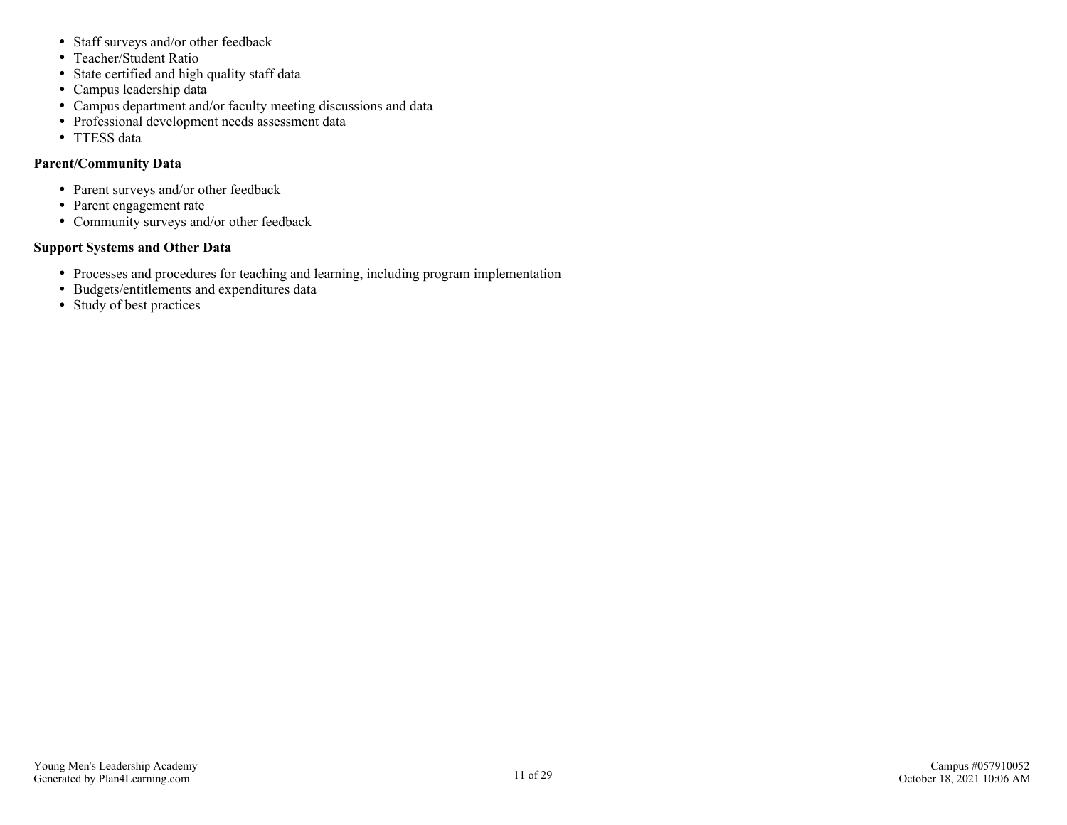- Staff surveys and/or other feedback
- Teacher/Student Ratio
- State certified and high quality staff data
- Campus leadership data
- Campus department and/or faculty meeting discussions and data
- Professional development needs assessment data
- TTESS data

**Parent/Community Data**

- Parent surveys and/or other feedback
- Parent engagement rate
- Community surveys and/or other feedback

**Support Systems and Other Data**

- Processes and procedures for teaching and learning, including program implementation
- Budgets/entitlements and expenditures data
- Study of best practices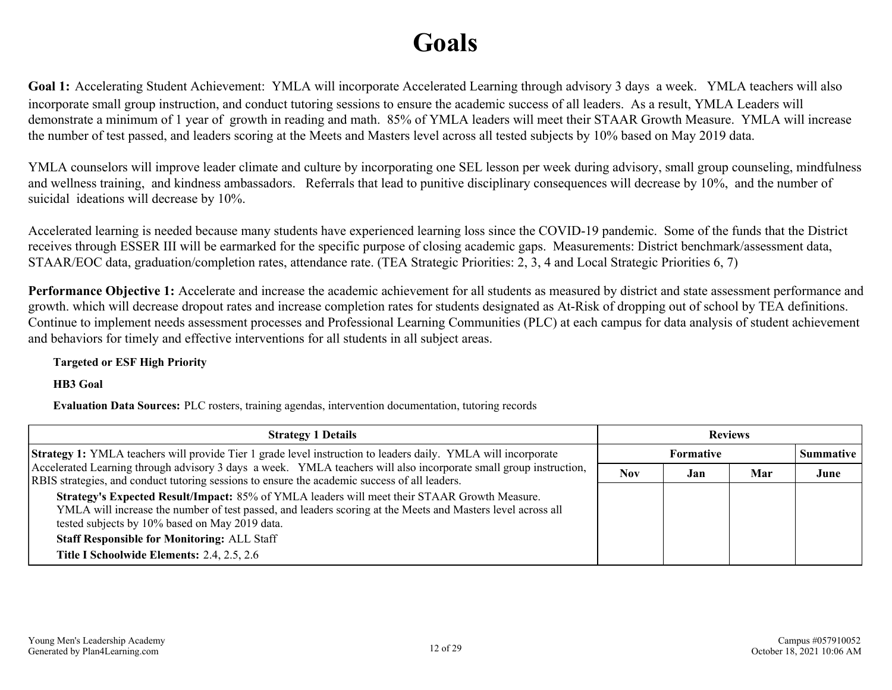# Goals

**Goal 1:** Accelerating Student Achievement: YMLA will incorporate Accelerated Learning through advisory 3 days a week. YMLA teachers will also incorporate small group instruction, and conduct tutoring sessions to ensure the academic success of all leaders. As a result, YMLA Leaders will demonstrate a minimum of 1 year of growth in reading and math. 85% of YMLA leaders will meet their STAAR Growth Measure. YMLA will increase the number of test passed, and leaders scoring at the Meets and Masters level across all tested subjects by 10% based on May 2019 data.

YMLA counselors will improve leader climate and culture by incorporating one SEL lesson per week during advisory, small group counseling, mindfulness and wellness training, and kindness ambassadors. Referrals that lead to punitive disciplinary consequences will decrease by 10%, and the number of suicidal ideations will decrease by 10%.

Accelerated learning is needed because many students have experienced learning loss since the COVID-19 pandemic. Some of the funds that the District receives through ESSER III will be earmarked for the specific purpose of closing academic gaps. Measurements: District benchmark/assessment data, STAAR/EOC data, graduation/completion rates, attendance rate. (TEA Strategic Priorities: 2, 3, 4 and Local Strategic Priorities 6, 7)

**Performance Objective 1:** Accelerate and increase the academic achievement for all students as measured by district and state assessment performance and growth. which will decrease dropout rates and increase completion rates for students designated as At-Risk of dropping out of school by TEA definitions. Continue to implement needs assessment processes and Professional Learning Communities (PLC) at each campus for data analysis of student achievement and behaviors for timely and effective interventions for all students in all subject areas.

**Targeted or ESF High Priority**

**HB3 Goal**

**Evaluation Data Sources:** PLC rosters, training agendas, intervention documentation, tutoring records

| Strategy 1 Details | Reviews | | | |
|---|---|---|---|---|
| | Formative | | | Summative |
| | Nov | Jan | Mar | June |
| **Strategy 1:** YMLA teachers will provide Tier 1 grade level instruction to leaders daily. YMLA will incorporate Accelerated Learning through advisory 3 days a week. YMLA teachers will also incorporate small group instruction, RBIS strategies, and conduct tutoring sessions to ensure the academic success of all leaders. <br> **Strategy's Expected Result/Impact:** 85% of YMLA leaders will meet their STAAR Growth Measure. YMLA will increase the number of test passed, and leaders scoring at the Meets and Masters level across all tested subjects by 10% based on May 2019 data. <br> **Staff Responsible for Monitoring:** ALL Staff <br> **Title I Schoolwide Elements:** 2.4, 2.5, 2.6 | | | | |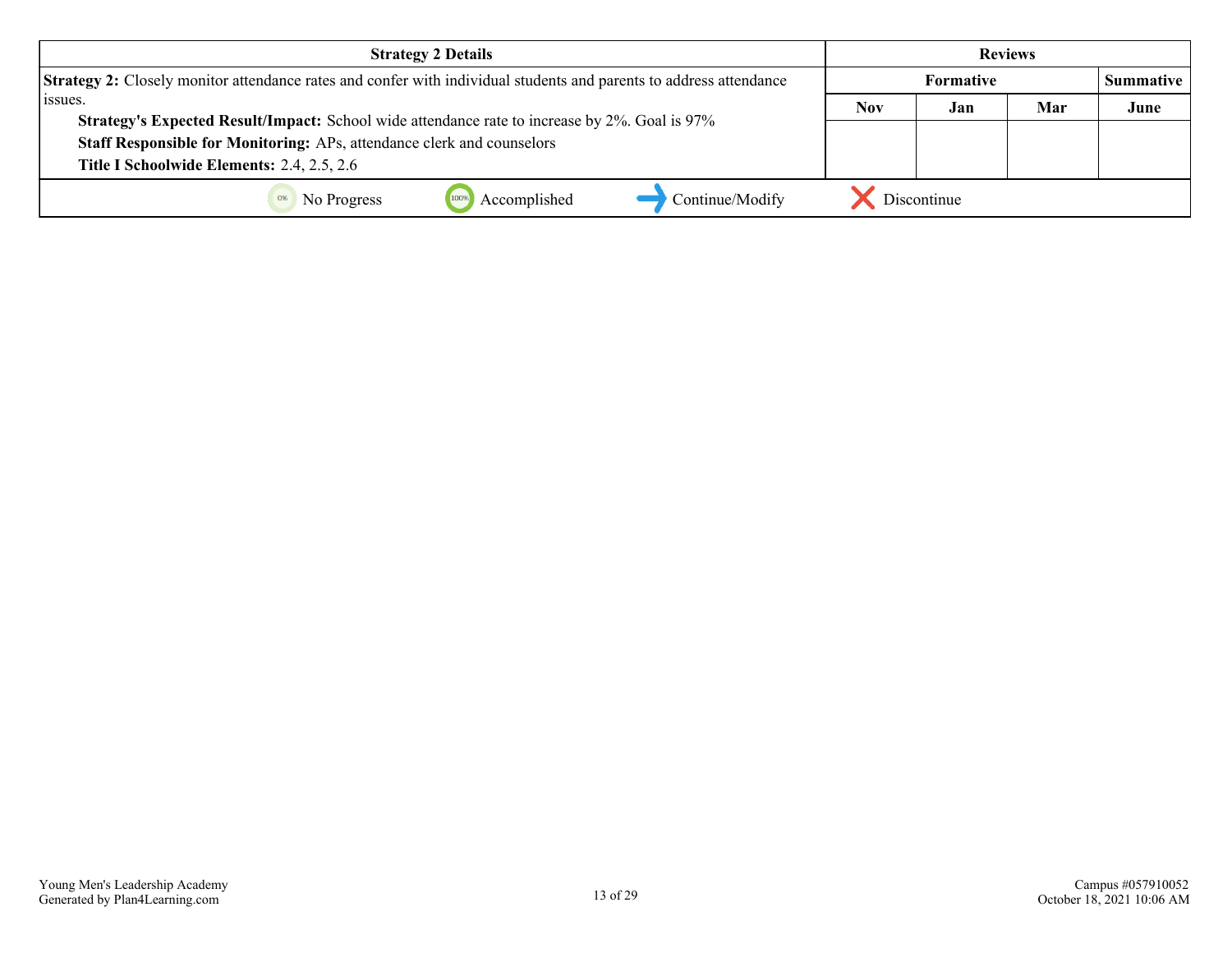| Strategy 2 Details | Reviews | | | |
|---|---|---|---|---|
| | Formative | | | Summative |
| **Strategy 2:** Closely monitor attendance rates and confer with individual students and parents to address attendance issues.<br>**Strategy's Expected Result/Impact:** School wide attendance rate to increase by 2%. Goal is 97%<br>**Staff Responsible for Monitoring:** APs, attendance clerk and counselors<br>**Title I Schoolwide Elements:** 2.4, 2.5, 2.6 | Nov | Jan | Mar | June |
| | | | | |

0% No Progress    100% Accomplished    Continue/Modify    Discontinue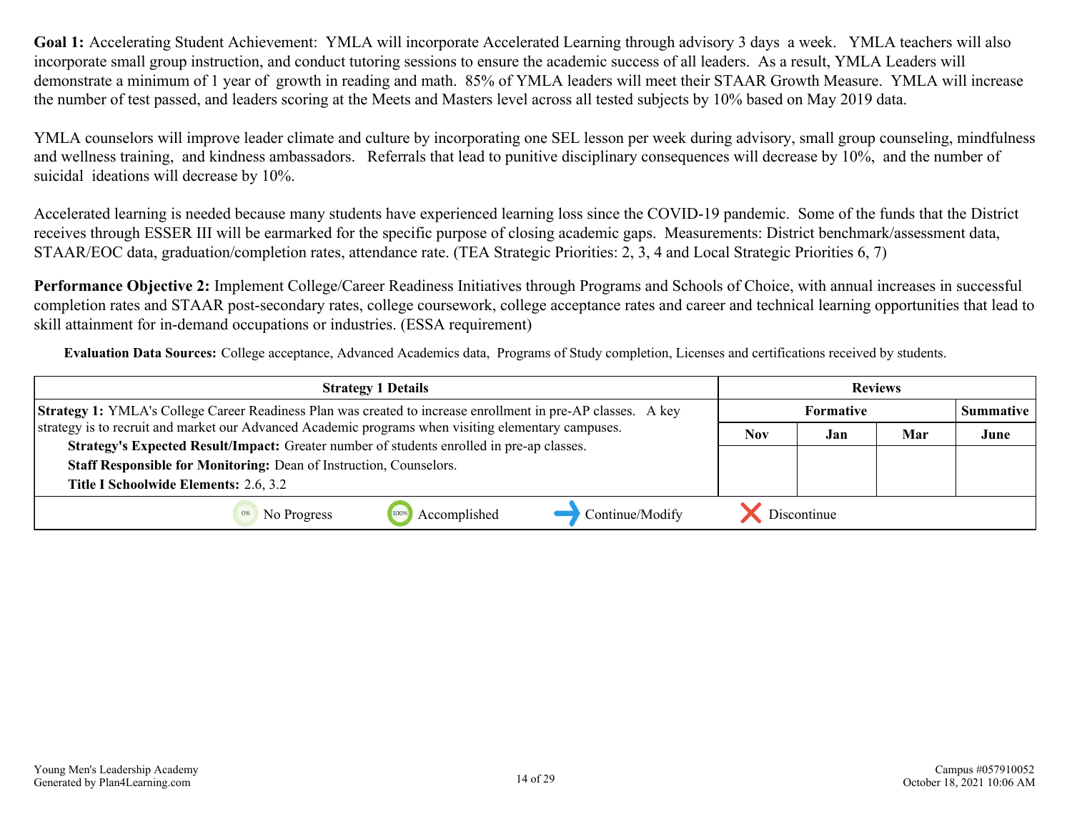**Goal 1:** Accelerating Student Achievement: YMLA will incorporate Accelerated Learning through advisory 3 days a week. YMLA teachers will also incorporate small group instruction, and conduct tutoring sessions to ensure the academic success of all leaders. As a result, YMLA Leaders will demonstrate a minimum of 1 year of growth in reading and math. 85% of YMLA leaders will meet their STAAR Growth Measure. YMLA will increase the number of test passed, and leaders scoring at the Meets and Masters level across all tested subjects by 10% based on May 2019 data.

YMLA counselors will improve leader climate and culture by incorporating one SEL lesson per week during advisory, small group counseling, mindfulness and wellness training, and kindness ambassadors. Referrals that lead to punitive disciplinary consequences will decrease by 10%, and the number of suicidal ideations will decrease by 10%.

Accelerated learning is needed because many students have experienced learning loss since the COVID-19 pandemic. Some of the funds that the District receives through ESSER III will be earmarked for the specific purpose of closing academic gaps. Measurements: District benchmark/assessment data, STAAR/EOC data, graduation/completion rates, attendance rate. (TEA Strategic Priorities: 2, 3, 4 and Local Strategic Priorities 6, 7)

**Performance Objective 2:** Implement College/Career Readiness Initiatives through Programs and Schools of Choice, with annual increases in successful completion rates and STAAR post-secondary rates, college coursework, college acceptance rates and career and technical learning opportunities that lead to skill attainment for in-demand occupations or industries. (ESSA requirement)

**Evaluation Data Sources:** College acceptance, Advanced Academics data, Programs of Study completion, Licenses and certifications received by students.

| Strategy 1 Details | Reviews | | | |
|---|---|---|---|---|
| | Formative | | | Summative |
| | Nov | Jan | Mar | June |
| **Strategy 1:** YMLA's College Career Readiness Plan was created to increase enrollment in pre-AP classes. A key strategy is to recruit and market our Advanced Academic programs when visiting elementary campuses.<br>**Strategy's Expected Result/Impact:** Greater number of students enrolled in pre-ap classes.<br>**Staff Responsible for Monitoring:** Dean of Instruction, Counselors.<br>**Title I Schoolwide Elements:** 2.6, 3.2 | | | | |
| No Progress / Accomplished / Continue/Modify / Discontinue | | | | |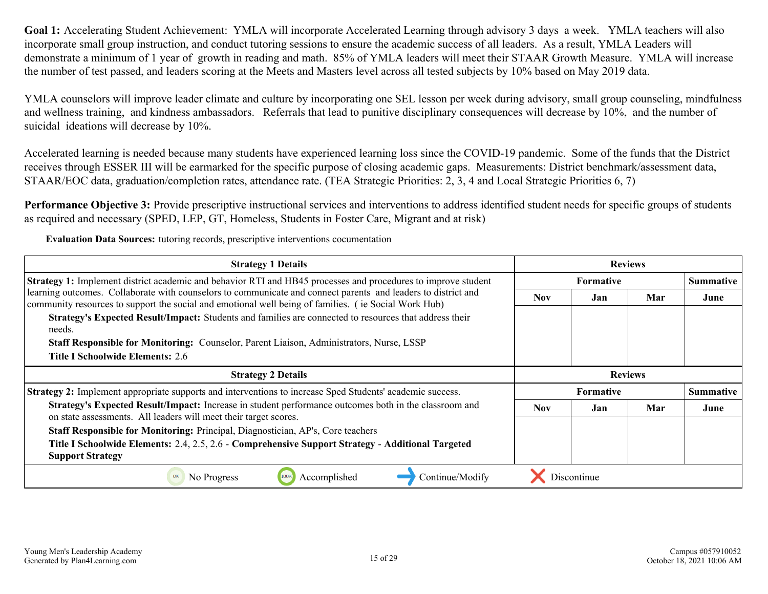**Goal 1:** Accelerating Student Achievement: YMLA will incorporate Accelerated Learning through advisory 3 days a week. YMLA teachers will also incorporate small group instruction, and conduct tutoring sessions to ensure the academic success of all leaders. As a result, YMLA Leaders will demonstrate a minimum of 1 year of growth in reading and math. 85% of YMLA leaders will meet their STAAR Growth Measure. YMLA will increase the number of test passed, and leaders scoring at the Meets and Masters level across all tested subjects by 10% based on May 2019 data.

YMLA counselors will improve leader climate and culture by incorporating one SEL lesson per week during advisory, small group counseling, mindfulness and wellness training, and kindness ambassadors. Referrals that lead to punitive disciplinary consequences will decrease by 10%, and the number of suicidal ideations will decrease by 10%.

Accelerated learning is needed because many students have experienced learning loss since the COVID-19 pandemic. Some of the funds that the District receives through ESSER III will be earmarked for the specific purpose of closing academic gaps. Measurements: District benchmark/assessment data, STAAR/EOC data, graduation/completion rates, attendance rate. (TEA Strategic Priorities: 2, 3, 4 and Local Strategic Priorities 6, 7)

**Performance Objective 3:** Provide prescriptive instructional services and interventions to address identified student needs for specific groups of students as required and necessary (SPED, LEP, GT, Homeless, Students in Foster Care, Migrant and at risk)

**Evaluation Data Sources:** tutoring records, prescriptive interventions cocumentation

| Strategy 1 Details | Reviews | | | |
|---|---|---|---|---|
| | Formative | | | Summative |
| **Strategy 1:** Implement district academic and behavior RTI and HB45 processes and procedures to improve student learning outcomes. Collaborate with counselors to communicate and connect parents and leaders to district and community resources to support the social and emotional well being of families. ( ie Social Work Hub)<br>**Strategy's Expected Result/Impact:** Students and families are connected to resources that address their needs.<br>**Staff Responsible for Monitoring:** Counselor, Parent Liaison, Administrators, Nurse, LSSP<br>**Title I Schoolwide Elements:** 2.6 | Nov | Jan | Mar | June |

| Strategy 2 Details | Reviews | | | |
|---|---|---|---|---|
| | Formative | | | Summative |
| **Strategy 2:** Implement appropriate supports and interventions to increase Sped Students' academic success.<br>**Strategy's Expected Result/Impact:** Increase in student performance outcomes both in the classroom and on state assessments. All leaders will meet their target scores.<br>**Staff Responsible for Monitoring:** Principal, Diagnostician, AP's, Core teachers<br>**Title I Schoolwide Elements:** 2.4, 2.5, 2.6 - **Comprehensive Support Strategy** - **Additional Targeted Support Strategy** | Nov | Jan | Mar | June |

0% No Progress | 100% Accomplished | → Continue/Modify | ✗ Discontinue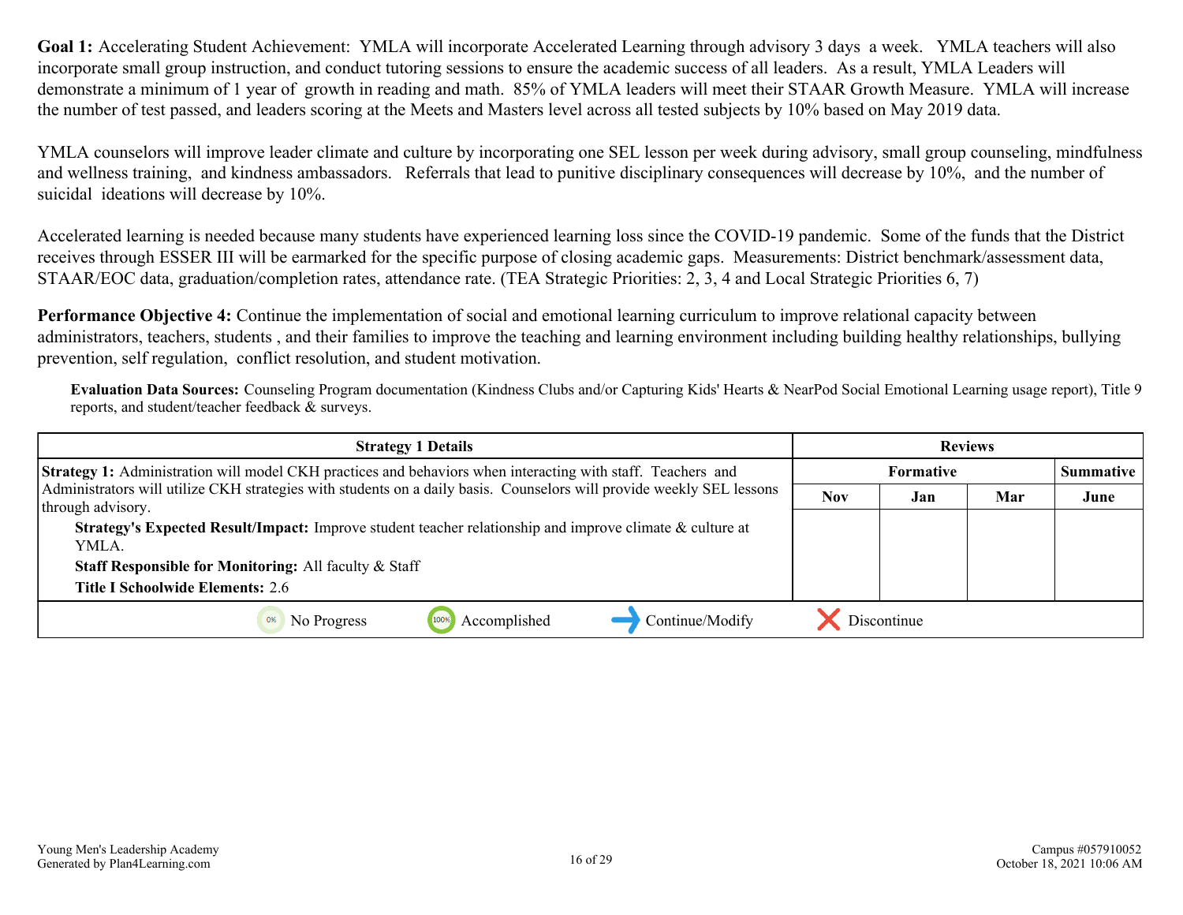**Goal 1:** Accelerating Student Achievement: YMLA will incorporate Accelerated Learning through advisory 3 days a week. YMLA teachers will also incorporate small group instruction, and conduct tutoring sessions to ensure the academic success of all leaders. As a result, YMLA Leaders will demonstrate a minimum of 1 year of growth in reading and math. 85% of YMLA leaders will meet their STAAR Growth Measure. YMLA will increase the number of test passed, and leaders scoring at the Meets and Masters level across all tested subjects by 10% based on May 2019 data.

YMLA counselors will improve leader climate and culture by incorporating one SEL lesson per week during advisory, small group counseling, mindfulness and wellness training, and kindness ambassadors. Referrals that lead to punitive disciplinary consequences will decrease by 10%, and the number of suicidal ideations will decrease by 10%.

Accelerated learning is needed because many students have experienced learning loss since the COVID-19 pandemic. Some of the funds that the District receives through ESSER III will be earmarked for the specific purpose of closing academic gaps. Measurements: District benchmark/assessment data, STAAR/EOC data, graduation/completion rates, attendance rate. (TEA Strategic Priorities: 2, 3, 4 and Local Strategic Priorities 6, 7)

**Performance Objective 4:** Continue the implementation of social and emotional learning curriculum to improve relational capacity between administrators, teachers, students , and their families to improve the teaching and learning environment including building healthy relationships, bullying prevention, self regulation, conflict resolution, and student motivation.

**Evaluation Data Sources:** Counseling Program documentation (Kindness Clubs and/or Capturing Kids' Hearts & NearPod Social Emotional Learning usage report), Title 9 reports, and student/teacher feedback & surveys.

| Strategy 1 Details | Reviews | | | |
|---|---|---|---|---|
| | Formative | | | Summative |
| | Nov | Jan | Mar | June |
| **Strategy 1:** Administration will model CKH practices and behaviors when interacting with staff. Teachers and Administrators will utilize CKH strategies with students on a daily basis. Counselors will provide weekly SEL lessons through advisory.<br>**Strategy's Expected Result/Impact:** Improve student teacher relationship and improve climate & culture at YMLA.<br>**Staff Responsible for Monitoring:** All faculty & Staff<br>**Title I Schoolwide Elements:** 2.6 | | | | |
| No Progress · Accomplished · Continue/Modify · Discontinue | | | | |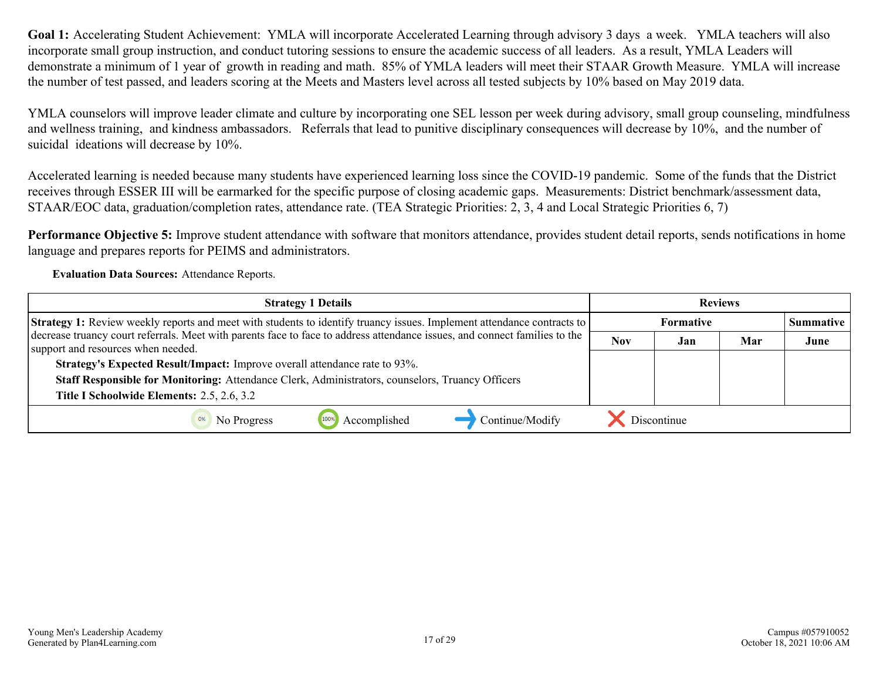**Goal 1:** Accelerating Student Achievement: YMLA will incorporate Accelerated Learning through advisory 3 days a week. YMLA teachers will also incorporate small group instruction, and conduct tutoring sessions to ensure the academic success of all leaders. As a result, YMLA Leaders will demonstrate a minimum of 1 year of growth in reading and math. 85% of YMLA leaders will meet their STAAR Growth Measure. YMLA will increase the number of test passed, and leaders scoring at the Meets and Masters level across all tested subjects by 10% based on May 2019 data.

YMLA counselors will improve leader climate and culture by incorporating one SEL lesson per week during advisory, small group counseling, mindfulness and wellness training, and kindness ambassadors. Referrals that lead to punitive disciplinary consequences will decrease by 10%, and the number of suicidal ideations will decrease by 10%.

Accelerated learning is needed because many students have experienced learning loss since the COVID-19 pandemic. Some of the funds that the District receives through ESSER III will be earmarked for the specific purpose of closing academic gaps. Measurements: District benchmark/assessment data, STAAR/EOC data, graduation/completion rates, attendance rate. (TEA Strategic Priorities: 2, 3, 4 and Local Strategic Priorities 6, 7)

**Performance Objective 5:** Improve student attendance with software that monitors attendance, provides student detail reports, sends notifications in home language and prepares reports for PEIMS and administrators.

**Evaluation Data Sources:** Attendance Reports.

| Strategy 1 Details | Reviews | | | |
|---|---|---|---|---|
| | Formative | | | Summative |
| | Nov | Jan | Mar | June |
| **Strategy 1:** Review weekly reports and meet with students to identify truancy issues. Implement attendance contracts to decrease truancy court referrals. Meet with parents face to face to address attendance issues, and connect families to the support and resources when needed.<br>**Strategy's Expected Result/Impact:** Improve overall attendance rate to 93%.<br>**Staff Responsible for Monitoring:** Attendance Clerk, Administrators, counselors, Truancy Officers<br>**Title I Schoolwide Elements:** 2.5, 2.6, 3.2 | | | | |

0% No Progress — 100% Accomplished — Continue/Modify — Discontinue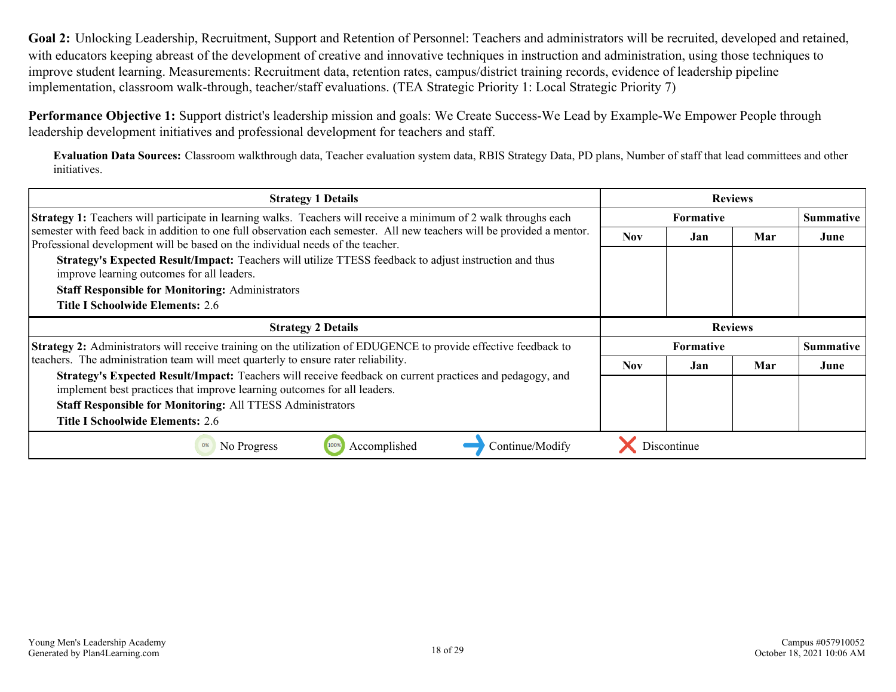**Goal 2:** Unlocking Leadership, Recruitment, Support and Retention of Personnel: Teachers and administrators will be recruited, developed and retained, with educators keeping abreast of the development of creative and innovative techniques in instruction and administration, using those techniques to improve student learning. Measurements: Recruitment data, retention rates, campus/district training records, evidence of leadership pipeline implementation, classroom walk-through, teacher/staff evaluations. (TEA Strategic Priority 1: Local Strategic Priority 7)

**Performance Objective 1:** Support district's leadership mission and goals: We Create Success-We Lead by Example-We Empower People through leadership development initiatives and professional development for teachers and staff.

**Evaluation Data Sources:** Classroom walkthrough data, Teacher evaluation system data, RBIS Strategy Data, PD plans, Number of staff that lead committees and other initiatives.

| Strategy 1 Details | Reviews | | | |
|---|---|---|---|---|
| | Formative | | | Summative |
| | Nov | Jan | Mar | June |
| **Strategy 1:** Teachers will participate in learning walks. Teachers will receive a minimum of 2 walk throughs each semester with feed back in addition to one full observation each semester. All new teachers will be provided a mentor. Professional development will be based on the individual needs of the teacher.<br>**Strategy's Expected Result/Impact:** Teachers will utilize TTESS feedback to adjust instruction and thus improve learning outcomes for all leaders.<br>**Staff Responsible for Monitoring:** Administrators<br>**Title I Schoolwide Elements:** 2.6 | | | | |

| Strategy 2 Details | Reviews | | | |
|---|---|---|---|---|
| | Formative | | | Summative |
| | Nov | Jan | Mar | June |
| **Strategy 2:** Administrators will receive training on the utilization of EDUGENCE to provide effective feedback to teachers. The administration team will meet quarterly to ensure rater reliability.<br>**Strategy's Expected Result/Impact:** Teachers will receive feedback on current practices and pedagogy, and implement best practices that improve learning outcomes for all leaders.<br>**Staff Responsible for Monitoring:** All TTESS Administrators<br>**Title I Schoolwide Elements:** 2.6 | | | | |

0% No Progress | 100% Accomplished | Continue/Modify | Discontinue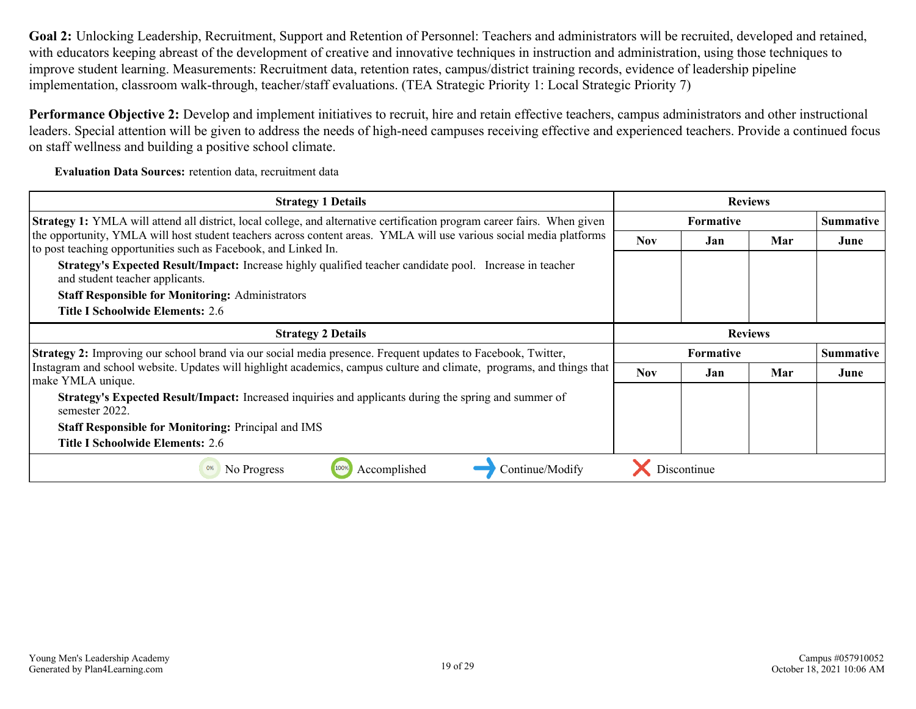**Goal 2:** Unlocking Leadership, Recruitment, Support and Retention of Personnel: Teachers and administrators will be recruited, developed and retained, with educators keeping abreast of the development of creative and innovative techniques in instruction and administration, using those techniques to improve student learning. Measurements: Recruitment data, retention rates, campus/district training records, evidence of leadership pipeline implementation, classroom walk-through, teacher/staff evaluations. (TEA Strategic Priority 1: Local Strategic Priority 7)

**Performance Objective 2:** Develop and implement initiatives to recruit, hire and retain effective teachers, campus administrators and other instructional leaders. Special attention will be given to address the needs of high-need campuses receiving effective and experienced teachers. Provide a continued focus on staff wellness and building a positive school climate.

**Evaluation Data Sources:** retention data, recruitment data

| Strategy 1 Details | Reviews | | | |
|---|---|---|---|---|
| | Formative | | | Summative |
| | Nov | Jan | Mar | June |
| **Strategy 1:** YMLA will attend all district, local college, and alternative certification program career fairs. When given the opportunity, YMLA will host student teachers across content areas. YMLA will use various social media platforms to post teaching opportunities such as Facebook, and Linked In.<br>**Strategy's Expected Result/Impact:** Increase highly qualified teacher candidate pool. Increase in teacher and student teacher applicants.<br>**Staff Responsible for Monitoring:** Administrators<br>**Title I Schoolwide Elements:** 2.6 | | | | |

| Strategy 2 Details | Reviews | | | |
|---|---|---|---|---|
| | Formative | | | Summative |
| | Nov | Jan | Mar | June |
| **Strategy 2:** Improving our school brand via our social media presence. Frequent updates to Facebook, Twitter, Instagram and school website. Updates will highlight academics, campus culture and climate, programs, and things that make YMLA unique.<br>**Strategy's Expected Result/Impact:** Increased inquiries and applicants during the spring and summer of semester 2022.<br>**Staff Responsible for Monitoring:** Principal and IMS<br>**Title I Schoolwide Elements:** 2.6 | | | | |

0% No Progress | 100% Accomplished | Continue/Modify | Discontinue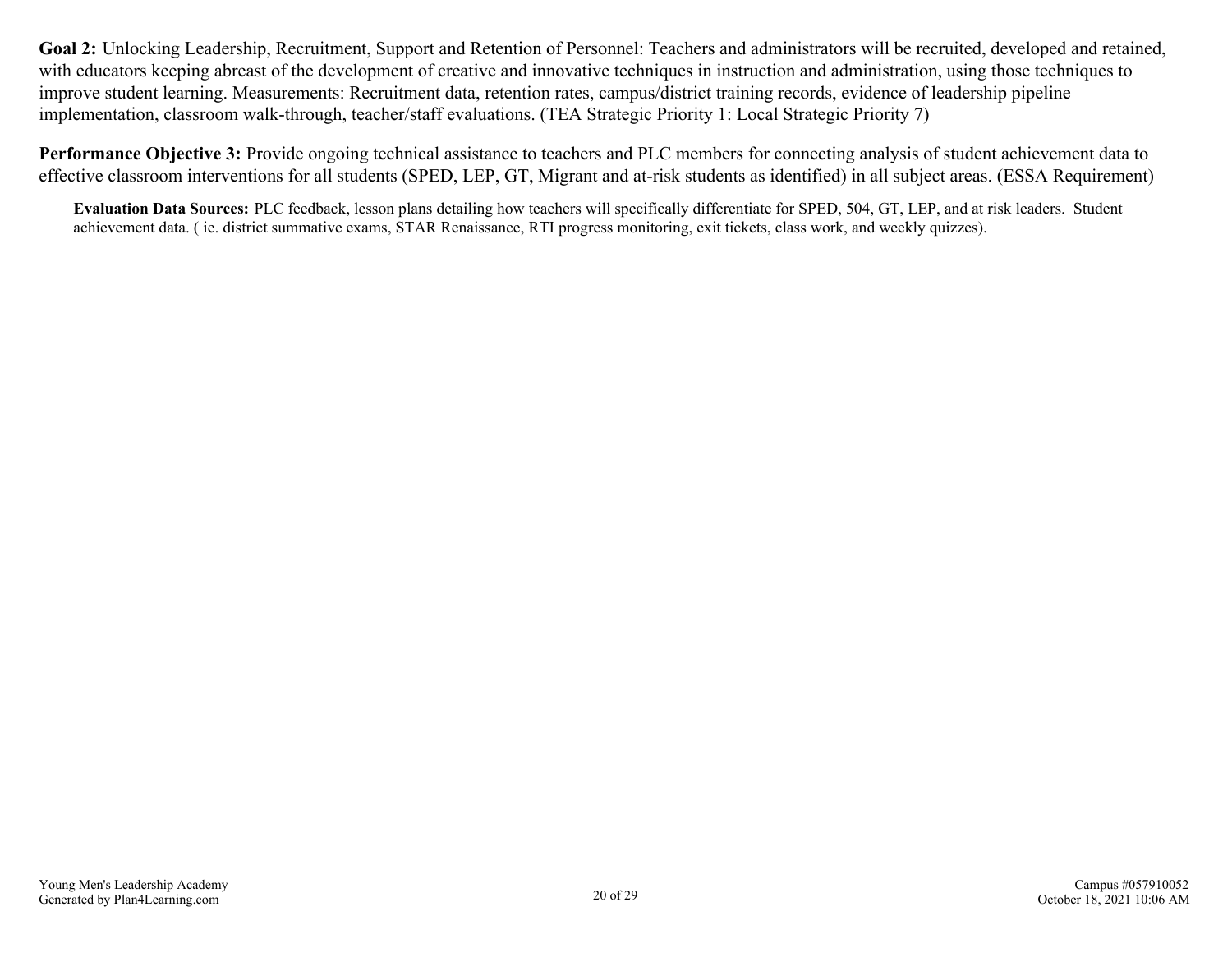**Goal 2:** Unlocking Leadership, Recruitment, Support and Retention of Personnel: Teachers and administrators will be recruited, developed and retained, with educators keeping abreast of the development of creative and innovative techniques in instruction and administration, using those techniques to improve student learning. Measurements: Recruitment data, retention rates, campus/district training records, evidence of leadership pipeline implementation, classroom walk-through, teacher/staff evaluations. (TEA Strategic Priority 1: Local Strategic Priority 7)

**Performance Objective 3:** Provide ongoing technical assistance to teachers and PLC members for connecting analysis of student achievement data to effective classroom interventions for all students (SPED, LEP, GT, Migrant and at-risk students as identified) in all subject areas. (ESSA Requirement)

**Evaluation Data Sources:** PLC feedback, lesson plans detailing how teachers will specifically differentiate for SPED, 504, GT, LEP, and at risk leaders. Student achievement data. ( ie. district summative exams, STAR Renaissance, RTI progress monitoring, exit tickets, class work, and weekly quizzes).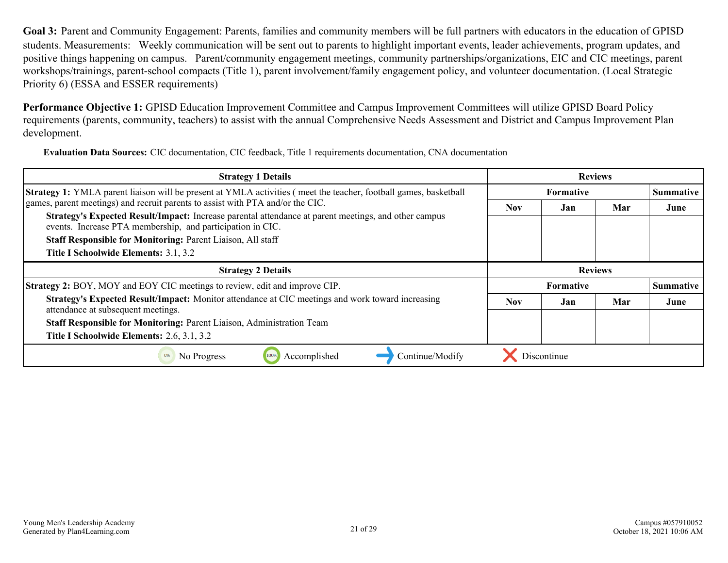**Goal 3:** Parent and Community Engagement: Parents, families and community members will be full partners with educators in the education of GPISD students. Measurements: Weekly communication will be sent out to parents to highlight important events, leader achievements, program updates, and positive things happening on campus. Parent/community engagement meetings, community partnerships/organizations, EIC and CIC meetings, parent workshops/trainings, parent-school compacts (Title 1), parent involvement/family engagement policy, and volunteer documentation. (Local Strategic Priority 6) (ESSA and ESSER requirements)

**Performance Objective 1:** GPISD Education Improvement Committee and Campus Improvement Committees will utilize GPISD Board Policy requirements (parents, community, teachers) to assist with the annual Comprehensive Needs Assessment and District and Campus Improvement Plan development.

**Evaluation Data Sources:** CIC documentation, CIC feedback, Title 1 requirements documentation, CNA documentation

| Strategy 1 Details | Reviews | | | |
|---|---|---|---|---|
| | Formative | | | Summative |
| **Strategy 1:** YMLA parent liaison will be present at YMLA activities ( meet the teacher, football games, basketball games, parent meetings) and recruit parents to assist with PTA and/or the CIC.<br>**Strategy's Expected Result/Impact:** Increase parental attendance at parent meetings, and other campus events. Increase PTA membership, and participation in CIC.<br>**Staff Responsible for Monitoring:** Parent Liaison, All staff<br>**Title I Schoolwide Elements:** 3.1, 3.2 | Nov | Jan | Mar | June |
| | | | | |

| Strategy 2 Details | Reviews | | | |
|---|---|---|---|---|
| | Formative | | | Summative |
| **Strategy 2:** BOY, MOY and EOY CIC meetings to review, edit and improve CIP.<br>**Strategy's Expected Result/Impact:** Monitor attendance at CIC meetings and work toward increasing attendance at subsequent meetings.<br>**Staff Responsible for Monitoring:** Parent Liaison, Administration Team<br>**Title I Schoolwide Elements:** 2.6, 3.1, 3.2 | Nov | Jan | Mar | June |
| | | | | |

0% No Progress | 100% Accomplished | Continue/Modify | Discontinue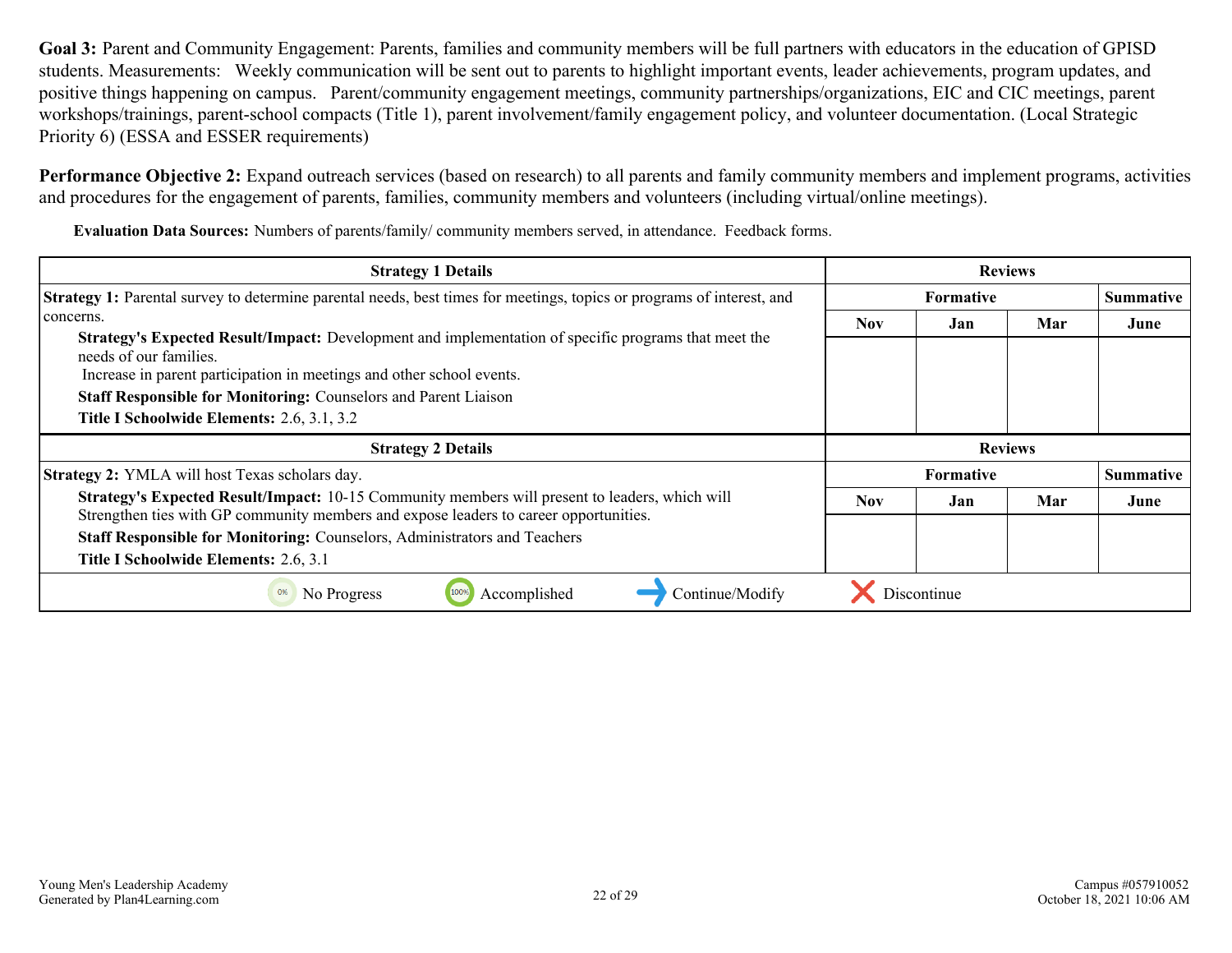**Goal 3:** Parent and Community Engagement: Parents, families and community members will be full partners with educators in the education of GPISD students. Measurements: Weekly communication will be sent out to parents to highlight important events, leader achievements, program updates, and positive things happening on campus. Parent/community engagement meetings, community partnerships/organizations, EIC and CIC meetings, parent workshops/trainings, parent-school compacts (Title 1), parent involvement/family engagement policy, and volunteer documentation. (Local Strategic Priority 6) (ESSA and ESSER requirements)

**Performance Objective 2:** Expand outreach services (based on research) to all parents and family community members and implement programs, activities and procedures for the engagement of parents, families, community members and volunteers (including virtual/online meetings).

**Evaluation Data Sources:** Numbers of parents/family/ community members served, in attendance. Feedback forms.

| Strategy 1 Details | Reviews | | | |
|---|---|---|---|---|
| | Formative | | | Summative |
| | Nov | Jan | Mar | June |
| **Strategy 1:** Parental survey to determine parental needs, best times for meetings, topics or programs of interest, and concerns.<br>**Strategy's Expected Result/Impact:** Development and implementation of specific programs that meet the needs of our families.<br>Increase in parent participation in meetings and other school events.<br>**Staff Responsible for Monitoring:** Counselors and Parent Liaison<br>**Title I Schoolwide Elements:** 2.6, 3.1, 3.2 | | | | |

| Strategy 2 Details | Reviews | | | |
|---|---|---|---|---|
| | Formative | | | Summative |
| | Nov | Jan | Mar | June |
| **Strategy 2:** YMLA will host Texas scholars day.<br>**Strategy's Expected Result/Impact:** 10-15 Community members will present to leaders, which will Strengthen ties with GP community members and expose leaders to career opportunities.<br>**Staff Responsible for Monitoring:** Counselors, Administrators and Teachers<br>**Title I Schoolwide Elements:** 2.6, 3.1 | | | | |

0% No Progress | 100% Accomplished | → Continue/Modify | ✕ Discontinue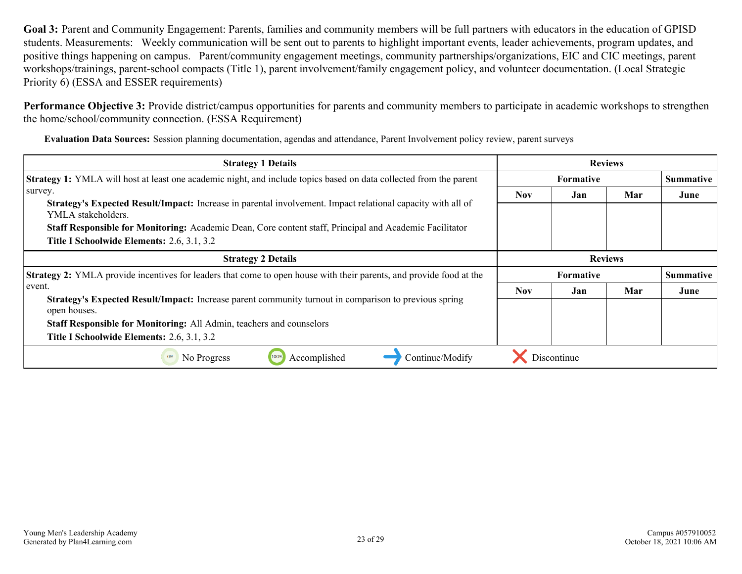**Goal 3:** Parent and Community Engagement: Parents, families and community members will be full partners with educators in the education of GPISD students. Measurements: Weekly communication will be sent out to parents to highlight important events, leader achievements, program updates, and positive things happening on campus. Parent/community engagement meetings, community partnerships/organizations, EIC and CIC meetings, parent workshops/trainings, parent-school compacts (Title 1), parent involvement/family engagement policy, and volunteer documentation. (Local Strategic Priority 6) (ESSA and ESSER requirements)

**Performance Objective 3:** Provide district/campus opportunities for parents and community members to participate in academic workshops to strengthen the home/school/community connection. (ESSA Requirement)

**Evaluation Data Sources:** Session planning documentation, agendas and attendance, Parent Involvement policy review, parent surveys

| Strategy 1 Details | Reviews | | | |
|---|---|---|---|---|
| | Formative | | | Summative |
| | Nov | Jan | Mar | June |
| **Strategy 1:** YMLA will host at least one academic night, and include topics based on data collected from the parent survey.<br>**Strategy's Expected Result/Impact:** Increase in parental involvement. Impact relational capacity with all of YMLA stakeholders.<br>**Staff Responsible for Monitoring:** Academic Dean, Core content staff, Principal and Academic Facilitator<br>**Title I Schoolwide Elements:** 2.6, 3.1, 3.2 | | | | |

| Strategy 2 Details | Reviews | | | |
|---|---|---|---|---|
| | Formative | | | Summative |
| | Nov | Jan | Mar | June |
| **Strategy 2:** YMLA provide incentives for leaders that come to open house with their parents, and provide food at the event.<br>**Strategy's Expected Result/Impact:** Increase parent community turnout in comparison to previous spring open houses.<br>**Staff Responsible for Monitoring:** All Admin, teachers and counselors<br>**Title I Schoolwide Elements:** 2.6, 3.1, 3.2 | | | | |

0% No Progress | 100% Accomplished | → Continue/Modify | ✕ Discontinue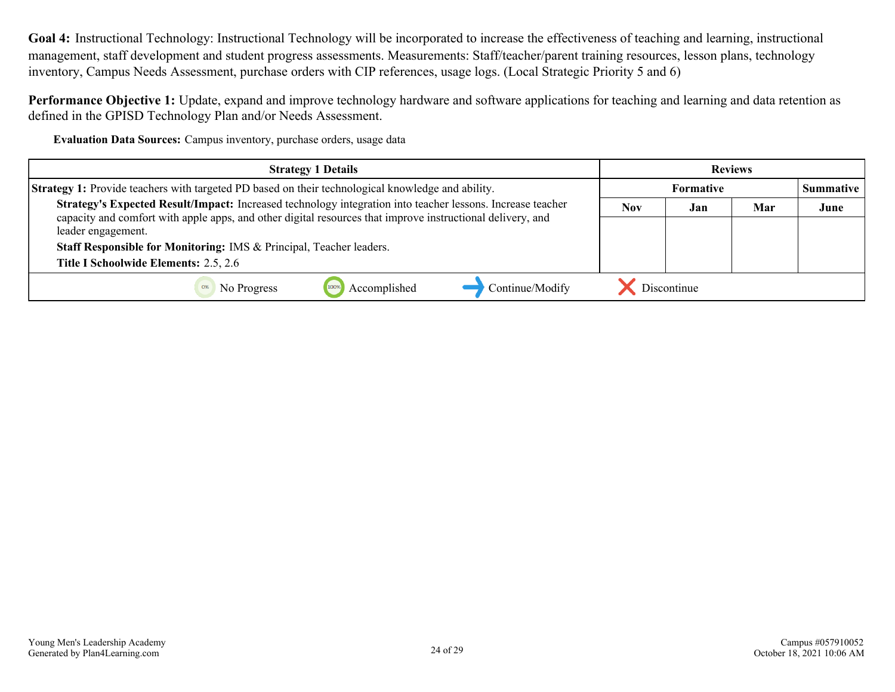**Goal 4:** Instructional Technology: Instructional Technology will be incorporated to increase the effectiveness of teaching and learning, instructional management, staff development and student progress assessments. Measurements: Staff/teacher/parent training resources, lesson plans, technology inventory, Campus Needs Assessment, purchase orders with CIP references, usage logs. (Local Strategic Priority 5 and 6)

**Performance Objective 1:** Update, expand and improve technology hardware and software applications for teaching and learning and data retention as defined in the GPISD Technology Plan and/or Needs Assessment.

**Evaluation Data Sources:** Campus inventory, purchase orders, usage data

| Strategy 1 Details | Reviews | | | |
|---|---|---|---|---|
| | Formative | | | Summative |
| **Strategy 1:** Provide teachers with targeted PD based on their technological knowledge and ability. | Nov | Jan | Mar | June |
| **Strategy's Expected Result/Impact:** Increased technology integration into teacher lessons. Increase teacher capacity and comfort with apple apps, and other digital resources that improve instructional delivery, and leader engagement.<br>**Staff Responsible for Monitoring:** IMS & Principal, Teacher leaders.<br>**Title I Schoolwide Elements:** 2.5, 2.6 | | | | |

0% No Progress | 100% Accomplished | Continue/Modify | Discontinue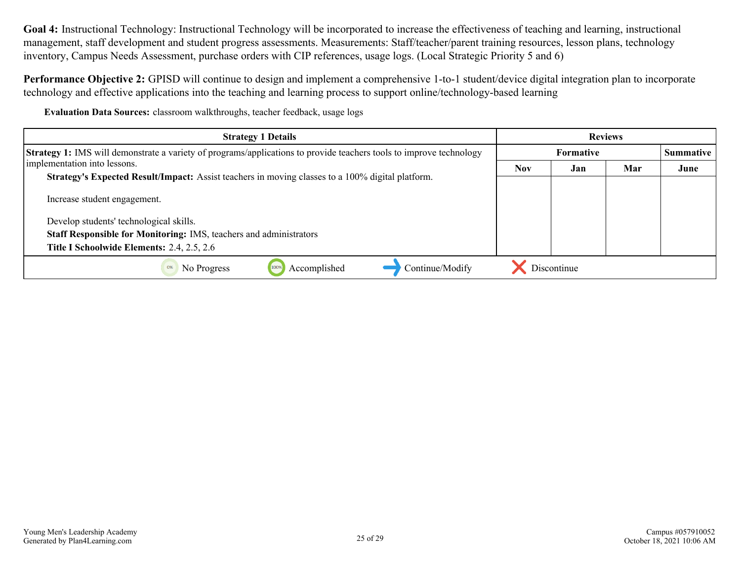**Goal 4:** Instructional Technology: Instructional Technology will be incorporated to increase the effectiveness of teaching and learning, instructional management, staff development and student progress assessments. Measurements: Staff/teacher/parent training resources, lesson plans, technology inventory, Campus Needs Assessment, purchase orders with CIP references, usage logs. (Local Strategic Priority 5 and 6)

**Performance Objective 2:** GPISD will continue to design and implement a comprehensive 1-to-1 student/device digital integration plan to incorporate technology and effective applications into the teaching and learning process to support online/technology-based learning

**Evaluation Data Sources:** classroom walkthroughs, teacher feedback, usage logs

| Strategy 1 Details | Reviews | | | |
|---|---|---|---|---|
| | Formative | | | Summative |
| | Nov | Jan | Mar | June |
| **Strategy 1:** IMS will demonstrate a variety of programs/applications to provide teachers tools to improve technology implementation into lessons.<br>**Strategy's Expected Result/Impact:** Assist teachers in moving classes to a 100% digital platform.<br><br>Increase student engagement.<br><br>Develop students' technological skills.<br>**Staff Responsible for Monitoring:** IMS, teachers and administrators<br>**Title I Schoolwide Elements:** 2.4, 2.5, 2.6 | | | | |

0% No Progress | 100% Accomplished | Continue/Modify | Discontinue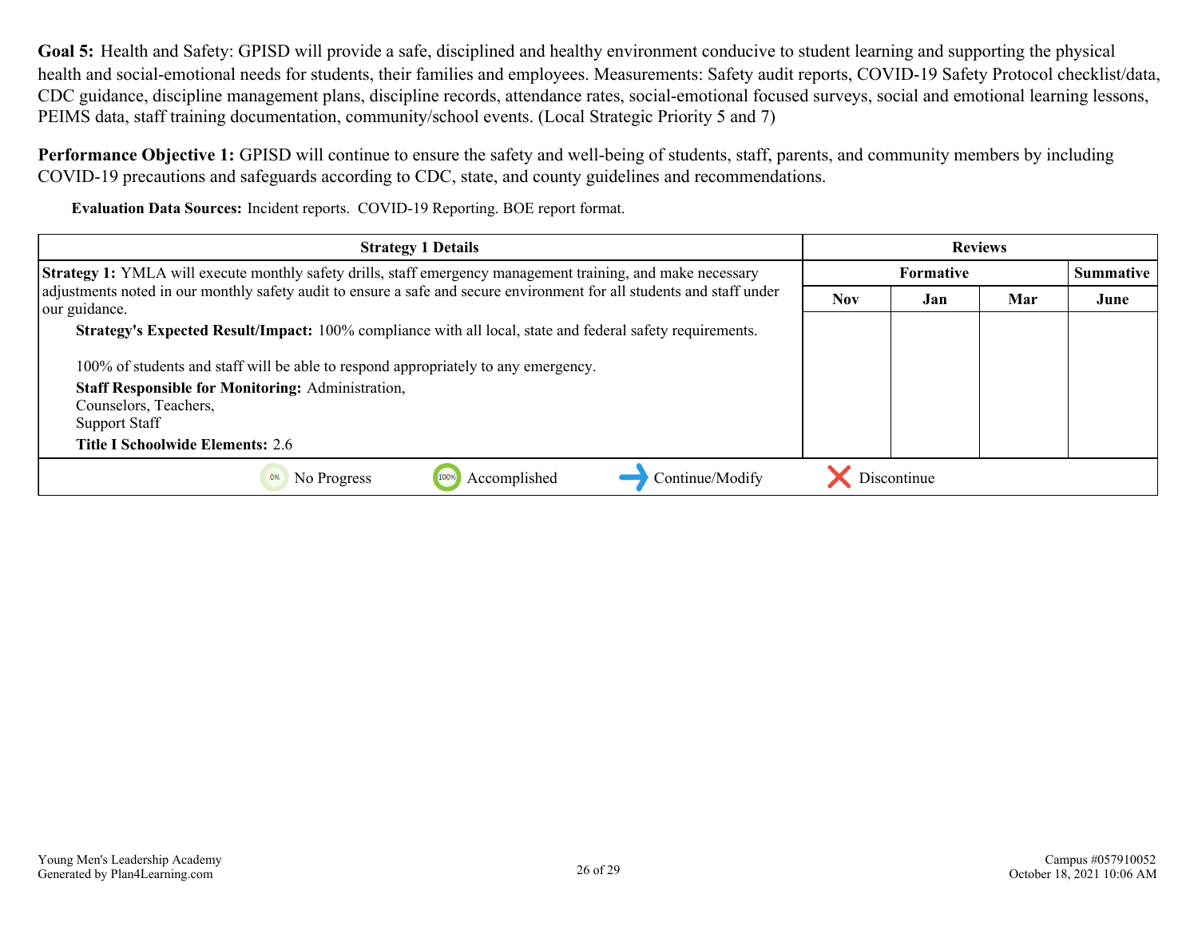**Goal 5:** Health and Safety: GPISD will provide a safe, disciplined and healthy environment conducive to student learning and supporting the physical health and social-emotional needs for students, their families and employees. Measurements: Safety audit reports, COVID-19 Safety Protocol checklist/data, CDC guidance, discipline management plans, discipline records, attendance rates, social-emotional focused surveys, social and emotional learning lessons, PEIMS data, staff training documentation, community/school events. (Local Strategic Priority 5 and 7)

**Performance Objective 1:** GPISD will continue to ensure the safety and well-being of students, staff, parents, and community members by including COVID-19 precautions and safeguards according to CDC, state, and county guidelines and recommendations.

**Evaluation Data Sources:** Incident reports. COVID-19 Reporting. BOE report format.

| Strategy 1 Details | Reviews | | | |
|---|---|---|---|---|
| | Formative | | | Summative |
| | Nov | Jan | Mar | June |
| **Strategy 1:** YMLA will execute monthly safety drills, staff emergency management training, and make necessary adjustments noted in our monthly safety audit to ensure a safe and secure environment for all students and staff under our guidance.<br>**Strategy's Expected Result/Impact:** 100% compliance with all local, state and federal safety requirements.<br><br>100% of students and staff will be able to respond appropriately to any emergency.<br>**Staff Responsible for Monitoring:** Administration, Counselors, Teachers, Support Staff<br>**Title I Schoolwide Elements:** 2.6 | | | | |

No Progress | Accomplished | Continue/Modify | Discontinue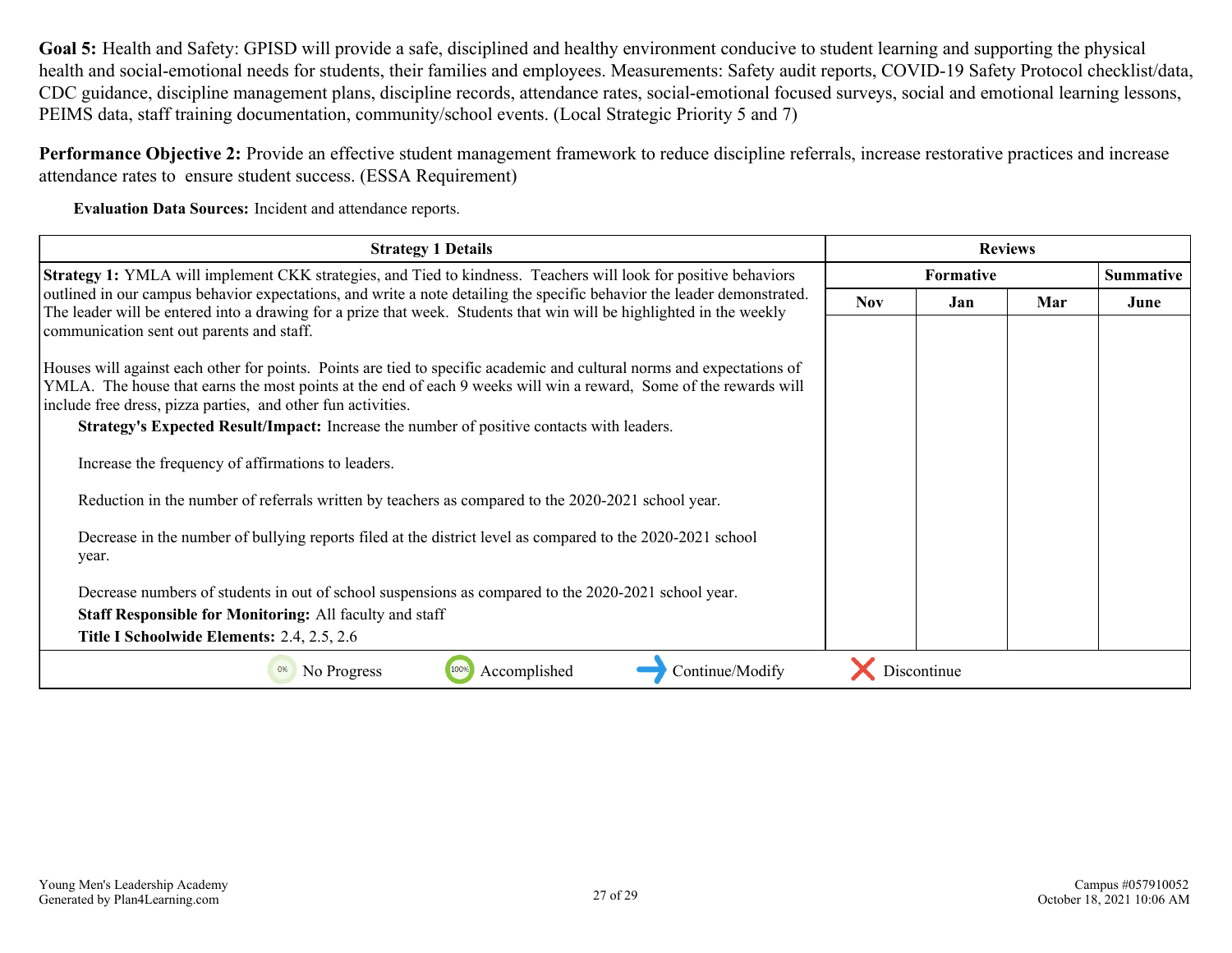**Goal 5:** Health and Safety: GPISD will provide a safe, disciplined and healthy environment conducive to student learning and supporting the physical health and social-emotional needs for students, their families and employees. Measurements: Safety audit reports, COVID-19 Safety Protocol checklist/data, CDC guidance, discipline management plans, discipline records, attendance rates, social-emotional focused surveys, social and emotional learning lessons, PEIMS data, staff training documentation, community/school events. (Local Strategic Priority 5 and 7)

**Performance Objective 2:** Provide an effective student management framework to reduce discipline referrals, increase restorative practices and increase attendance rates to ensure student success. (ESSA Requirement)

**Evaluation Data Sources:** Incident and attendance reports.

| Strategy 1 Details | Reviews | | | |
|---|---|---|---|---|
| | Formative | | | Summative |
| | Nov | Jan | Mar | June |
| **Strategy 1:** YMLA will implement CKK strategies, and Tied to kindness. Teachers will look for positive behaviors outlined in our campus behavior expectations, and write a note detailing the specific behavior the leader demonstrated. The leader will be entered into a drawing for a prize that week. Students that win will be highlighted in the weekly communication sent out parents and staff.<br><br>Houses will against each other for points. Points are tied to specific academic and cultural norms and expectations of YMLA. The house that earns the most points at the end of each 9 weeks will win a reward, Some of the rewards will include free dress, pizza parties, and other fun activities.<br>**Strategy's Expected Result/Impact:** Increase the number of positive contacts with leaders.<br><br>Increase the frequency of affirmations to leaders.<br><br>Reduction in the number of referrals written by teachers as compared to the 2020-2021 school year.<br><br>Decrease in the number of bullying reports filed at the district level as compared to the 2020-2021 school year.<br><br>Decrease numbers of students in out of school suspensions as compared to the 2020-2021 school year.<br>**Staff Responsible for Monitoring:** All faculty and staff<br>**Title I Schoolwide Elements:** 2.4, 2.5, 2.6 | | | | |

No Progress | Accomplished | Continue/Modify | Discontinue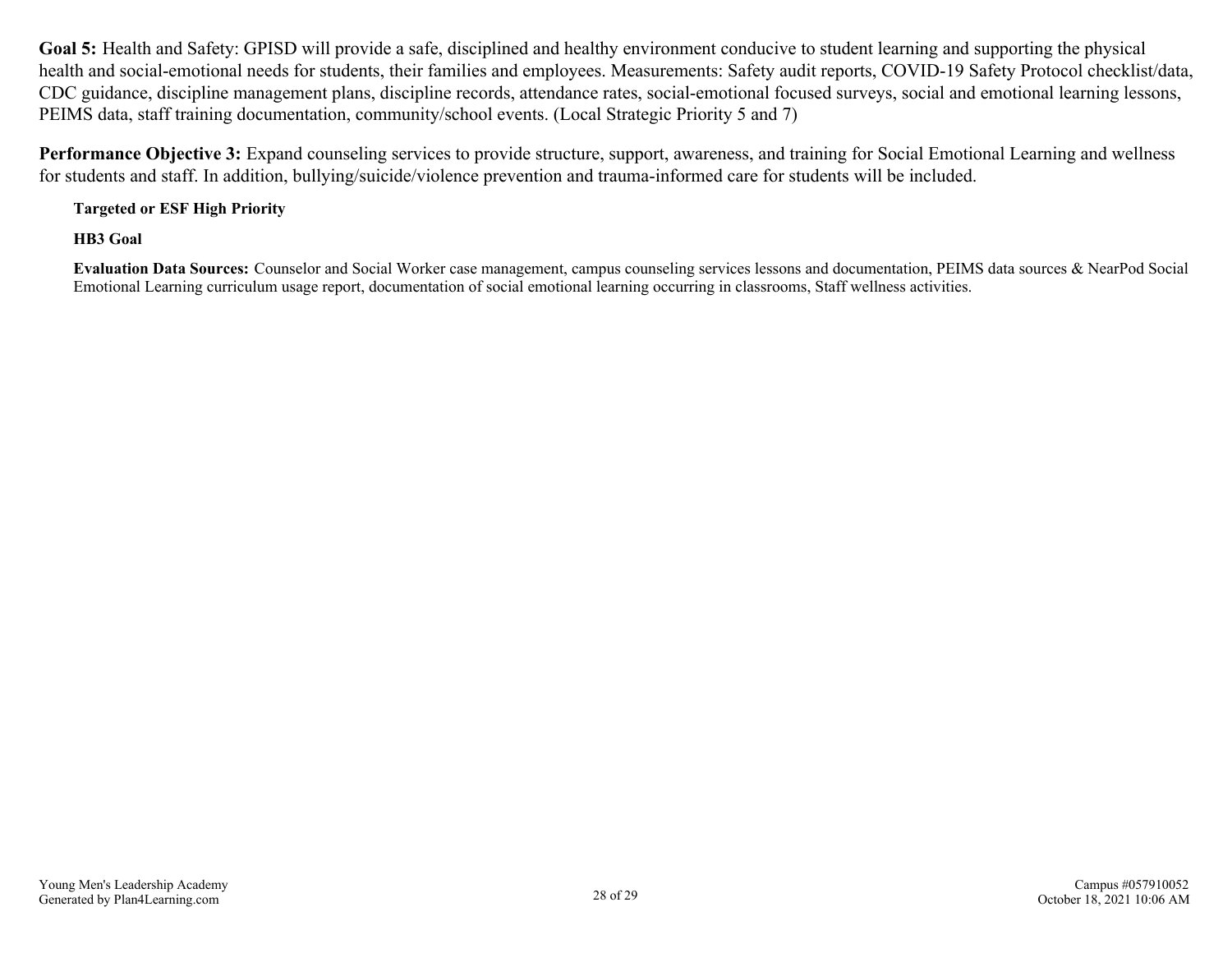**Goal 5:** Health and Safety: GPISD will provide a safe, disciplined and healthy environment conducive to student learning and supporting the physical health and social-emotional needs for students, their families and employees. Measurements: Safety audit reports, COVID-19 Safety Protocol checklist/data, CDC guidance, discipline management plans, discipline records, attendance rates, social-emotional focused surveys, social and emotional learning lessons, PEIMS data, staff training documentation, community/school events. (Local Strategic Priority 5 and 7)

**Performance Objective 3:** Expand counseling services to provide structure, support, awareness, and training for Social Emotional Learning and wellness for students and staff. In addition, bullying/suicide/violence prevention and trauma-informed care for students will be included.

**Targeted or ESF High Priority**

**HB3 Goal**

**Evaluation Data Sources:** Counselor and Social Worker case management, campus counseling services lessons and documentation, PEIMS data sources & NearPod Social Emotional Learning curriculum usage report, documentation of social emotional learning occurring in classrooms, Staff wellness activities.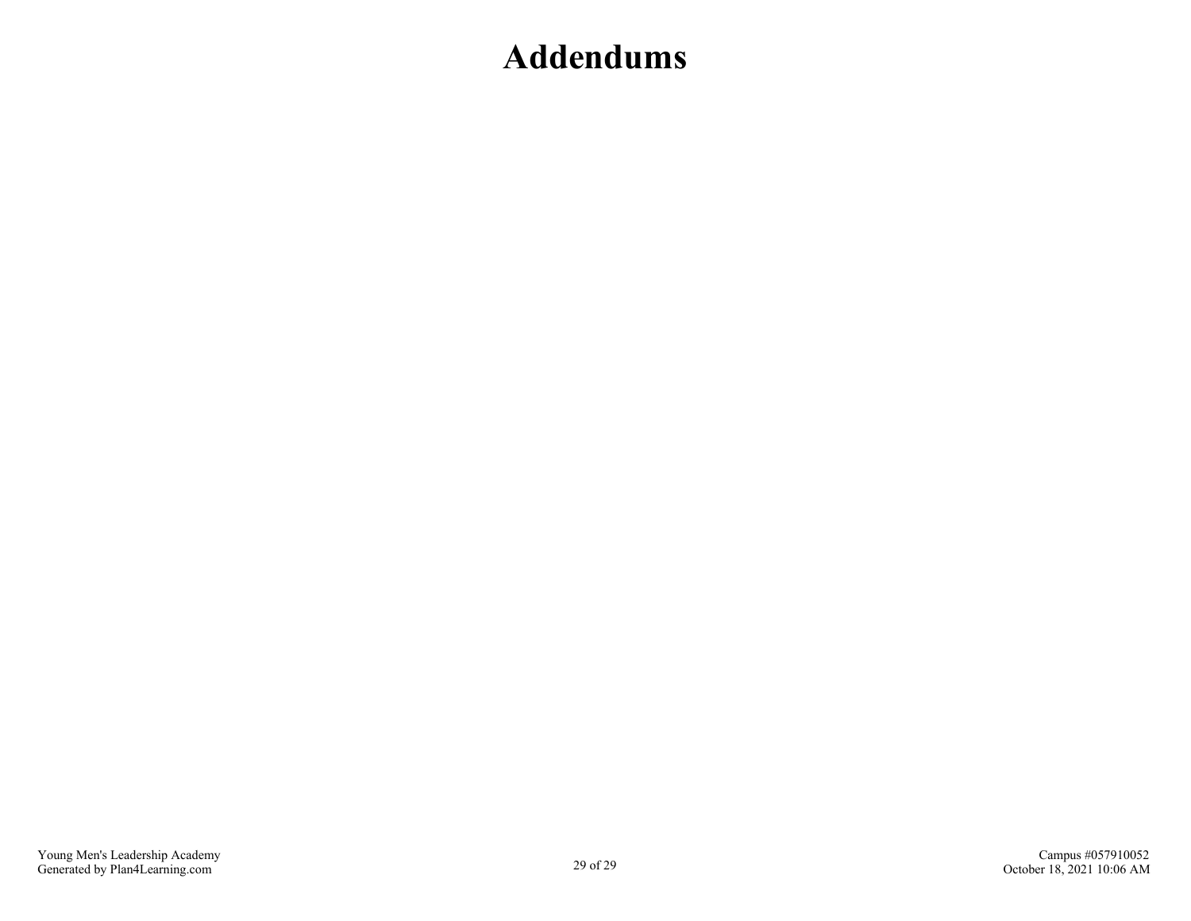# Addendums